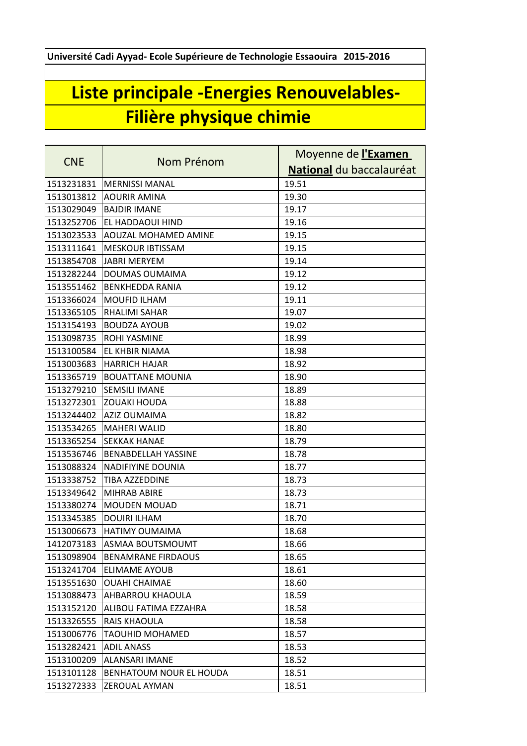Université Cadi Ayyad- Ecole Supérieure de Technologie Essaouira 2015-2016

# Liste principale -Energies Renouvelables- Filière physique chimie

| CNE | Nom Prénom | Moyenne de **l'Examen National** du baccalauréat |
|---|---|---|
| 1513231831 | MERNISSI MANAL | 19.51 |
| 1513013812 | AOURIR AMINA | 19.30 |
| 1513029049 | BAJDIR IMANE | 19.17 |
| 1513252706 | EL HADDAOUI HIND | 19.16 |
| 1513023533 | AOUZAL MOHAMED AMINE | 19.15 |
| 1513111641 | MESKOUR IBTISSAM | 19.15 |
| 1513854708 | JABRI MERYEM | 19.14 |
| 1513282244 | DOUMAS OUMAIMA | 19.12 |
| 1513551462 | BENKHEDDA RANIA | 19.12 |
| 1513366024 | MOUFID ILHAM | 19.11 |
| 1513365105 | RHALIMI SAHAR | 19.07 |
| 1513154193 | BOUDZA AYOUB | 19.02 |
| 1513098735 | ROHI YASMINE | 18.99 |
| 1513100584 | EL KHBIR NIAMA | 18.98 |
| 1513003683 | HARRICH HAJAR | 18.92 |
| 1513365719 | BOUATTANE MOUNIA | 18.90 |
| 1513279210 | SEMSILI IMANE | 18.89 |
| 1513272301 | ZOUAKI HOUDA | 18.88 |
| 1513244402 | AZIZ OUMAIMA | 18.82 |
| 1513534265 | MAHERI WALID | 18.80 |
| 1513365254 | SEKKAK HANAE | 18.79 |
| 1513536746 | BENABDELLAH YASSINE | 18.78 |
| 1513088324 | NADIFIYINE DOUNIA | 18.77 |
| 1513338752 | TIBA AZZEDDINE | 18.73 |
| 1513349642 | MIHRAB ABIRE | 18.73 |
| 1513380274 | MOUDEN MOUAD | 18.71 |
| 1513345385 | DOUIRI ILHAM | 18.70 |
| 1513006673 | HATIMY OUMAIMA | 18.68 |
| 1412073183 | ASMAA BOUTSMOUMT | 18.66 |
| 1513098904 | BENAMRANE FIRDAOUS | 18.65 |
| 1513241704 | ELIMAME AYOUB | 18.61 |
| 1513551630 | OUAHI CHAIMAE | 18.60 |
| 1513088473 | AHBARROU KHAOULA | 18.59 |
| 1513152120 | ALIBOU FATIMA EZZAHRA | 18.58 |
| 1513326555 | RAIS KHAOULA | 18.58 |
| 1513006776 | TAOUHID MOHAMED | 18.57 |
| 1513282421 | ADIL ANASS | 18.53 |
| 1513100209 | ALANSARI IMANE | 18.52 |
| 1513101128 | BENHATOUM NOUR EL HOUDA | 18.51 |
| 1513272333 | ZEROUAL AYMAN | 18.51 |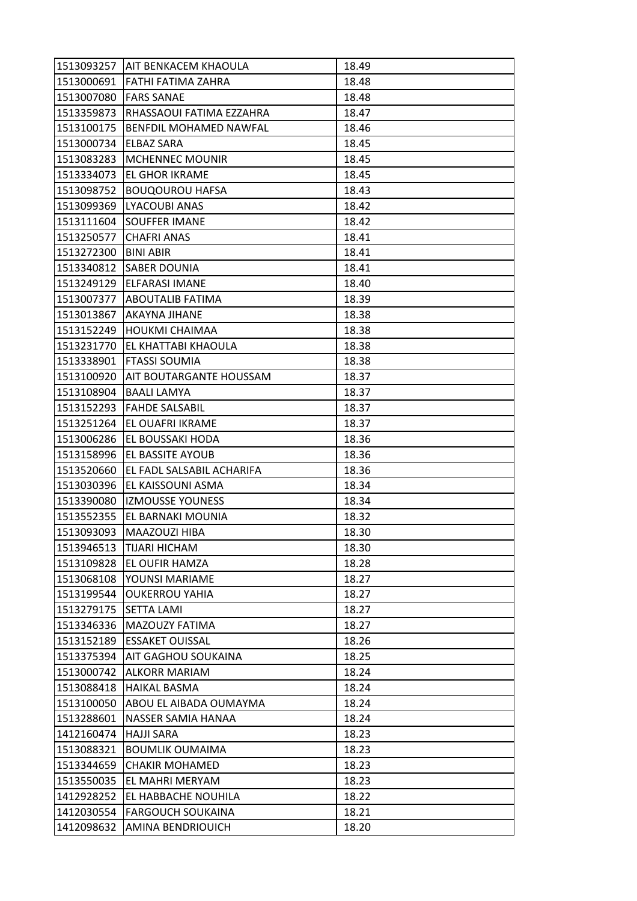| | | |
|---|---|---|
| 1513093257 | AIT BENKACEM KHAOULA | 18.49 |
| 1513000691 | FATHI FATIMA ZAHRA | 18.48 |
| 1513007080 | FARS SANAE | 18.48 |
| 1513359873 | RHASSAOUI FATIMA EZZAHRA | 18.47 |
| 1513100175 | BENFDIL MOHAMED NAWFAL | 18.46 |
| 1513000734 | ELBAZ SARA | 18.45 |
| 1513083283 | MCHENNEC MOUNIR | 18.45 |
| 1513334073 | EL GHOR IKRAME | 18.45 |
| 1513098752 | BOUQOUROU HAFSA | 18.43 |
| 1513099369 | LYACOUBI ANAS | 18.42 |
| 1513111604 | SOUFFER IMANE | 18.42 |
| 1513250577 | CHAFRI ANAS | 18.41 |
| 1513272300 | BINI ABIR | 18.41 |
| 1513340812 | SABER DOUNIA | 18.41 |
| 1513249129 | ELFARASI IMANE | 18.40 |
| 1513007377 | ABOUTALIB FATIMA | 18.39 |
| 1513013867 | AKAYNA JIHANE | 18.38 |
| 1513152249 | HOUKMI CHAIMAA | 18.38 |
| 1513231770 | EL KHATTABI KHAOULA | 18.38 |
| 1513338901 | FTASSI SOUMIA | 18.38 |
| 1513100920 | AIT BOUTARGANTE HOUSSAM | 18.37 |
| 1513108904 | BAALI LAMYA | 18.37 |
| 1513152293 | FAHDE SALSABIL | 18.37 |
| 1513251264 | EL OUAFRI IKRAME | 18.37 |
| 1513006286 | EL BOUSSAKI HODA | 18.36 |
| 1513158996 | EL BASSITE AYOUB | 18.36 |
| 1513520660 | EL FADL SALSABIL ACHARIFA | 18.36 |
| 1513030396 | EL KAISSOUNI ASMA | 18.34 |
| 1513390080 | IZMOUSSE YOUNESS | 18.34 |
| 1513552355 | EL BARNAKI MOUNIA | 18.32 |
| 1513093093 | MAAZOUZI HIBA | 18.30 |
| 1513946513 | TIJARI HICHAM | 18.30 |
| 1513109828 | EL OUFIR HAMZA | 18.28 |
| 1513068108 | YOUNSI MARIAME | 18.27 |
| 1513199544 | OUKERROU YAHIA | 18.27 |
| 1513279175 | SETTA LAMI | 18.27 |
| 1513346336 | MAZOUZY FATIMA | 18.27 |
| 1513152189 | ESSAKET OUISSAL | 18.26 |
| 1513375394 | AIT GAGHOU SOUKAINA | 18.25 |
| 1513000742 | ALKORR MARIAM | 18.24 |
| 1513088418 | HAIKAL BASMA | 18.24 |
| 1513100050 | ABOU EL AIBADA OUMAYMA | 18.24 |
| 1513288601 | NASSER SAMIA HANAA | 18.24 |
| 1412160474 | HAJJI SARA | 18.23 |
| 1513088321 | BOUMLIK OUMAIMA | 18.23 |
| 1513344659 | CHAKIR MOHAMED | 18.23 |
| 1513550035 | EL MAHRI MERYAM | 18.23 |
| 1412928252 | EL HABBACHE NOUHILA | 18.22 |
| 1412030554 | FARGOUCH SOUKAINA | 18.21 |
| 1412098632 | AMINA BENDRIOUICH | 18.20 |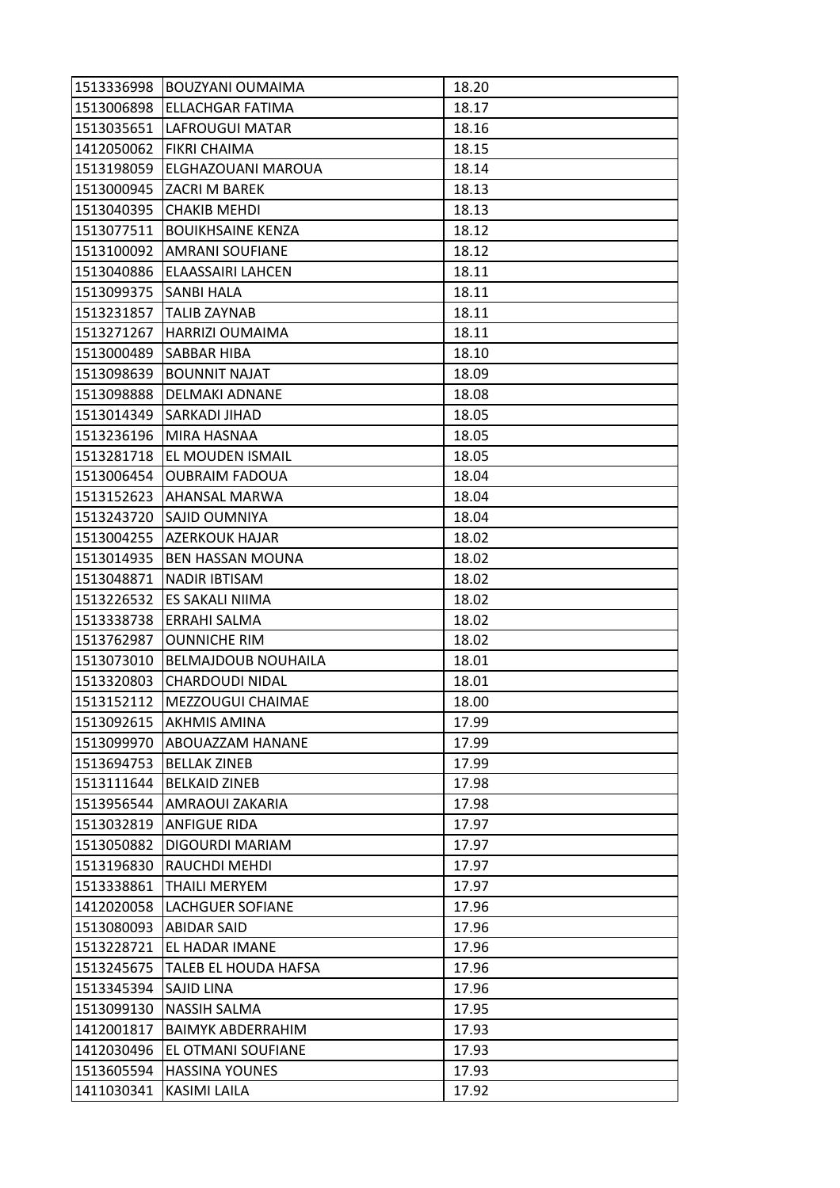| | | |
|---|---|---|
| 1513336998 | BOUZYANI OUMAIMA | 18.20 |
| 1513006898 | ELLACHGAR FATIMA | 18.17 |
| 1513035651 | LAFROUGUI MATAR | 18.16 |
| 1412050062 | FIKRI CHAIMA | 18.15 |
| 1513198059 | ELGHAZOUANI MAROUA | 18.14 |
| 1513000945 | ZACRI M BAREK | 18.13 |
| 1513040395 | CHAKIB MEHDI | 18.13 |
| 1513077511 | BOUIKHSAINE KENZA | 18.12 |
| 1513100092 | AMRANI SOUFIANE | 18.12 |
| 1513040886 | ELAASSAIRI LAHCEN | 18.11 |
| 1513099375 | SANBI HALA | 18.11 |
| 1513231857 | TALIB ZAYNAB | 18.11 |
| 1513271267 | HARRIZI OUMAIMA | 18.11 |
| 1513000489 | SABBAR HIBA | 18.10 |
| 1513098639 | BOUNNIT NAJAT | 18.09 |
| 1513098888 | DELMAKI ADNANE | 18.08 |
| 1513014349 | SARKADI JIHAD | 18.05 |
| 1513236196 | MIRA HASNAA | 18.05 |
| 1513281718 | EL MOUDEN ISMAIL | 18.05 |
| 1513006454 | OUBRAIM FADOUA | 18.04 |
| 1513152623 | AHANSAL MARWA | 18.04 |
| 1513243720 | SAJID OUMNIYA | 18.04 |
| 1513004255 | AZERKOUK HAJAR | 18.02 |
| 1513014935 | BEN HASSAN MOUNA | 18.02 |
| 1513048871 | NADIR IBTISAM | 18.02 |
| 1513226532 | ES SAKALI NIIMA | 18.02 |
| 1513338738 | ERRAHI SALMA | 18.02 |
| 1513762987 | OUNNICHE RIM | 18.02 |
| 1513073010 | BELMAJDOUB NOUHAILA | 18.01 |
| 1513320803 | CHARDOUDI NIDAL | 18.01 |
| 1513152112 | MEZZOUGUI CHAIMAE | 18.00 |
| 1513092615 | AKHMIS AMINA | 17.99 |
| 1513099970 | ABOUAZZAM HANANE | 17.99 |
| 1513694753 | BELLAK ZINEB | 17.99 |
| 1513111644 | BELKAID ZINEB | 17.98 |
| 1513956544 | AMRAOUI ZAKARIA | 17.98 |
| 1513032819 | ANFIGUE RIDA | 17.97 |
| 1513050882 | DIGOURDI MARIAM | 17.97 |
| 1513196830 | RAUCHDI MEHDI | 17.97 |
| 1513338861 | THAILI MERYEM | 17.97 |
| 1412020058 | LACHGUER SOFIANE | 17.96 |
| 1513080093 | ABIDAR SAID | 17.96 |
| 1513228721 | EL HADAR IMANE | 17.96 |
| 1513245675 | TALEB EL HOUDA HAFSA | 17.96 |
| 1513345394 | SAJID LINA | 17.96 |
| 1513099130 | NASSIH SALMA | 17.95 |
| 1412001817 | BAIMYK ABDERRAHIM | 17.93 |
| 1412030496 | EL OTMANI SOUFIANE | 17.93 |
| 1513605594 | HASSINA YOUNES | 17.93 |
| 1411030341 | KASIMI LAILA | 17.92 |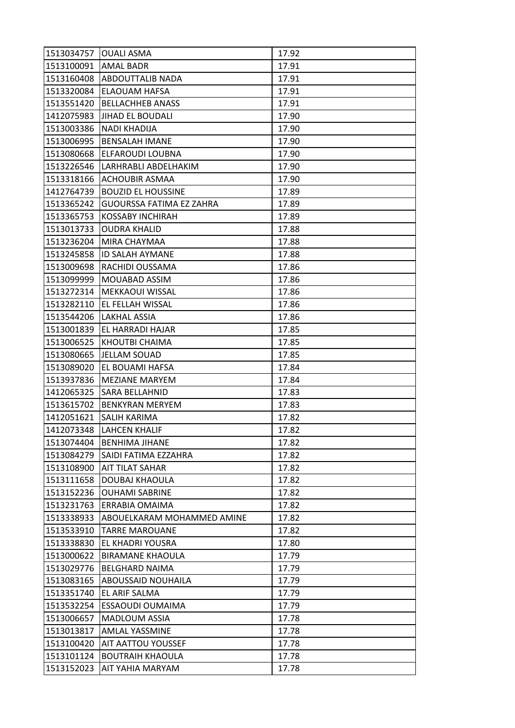| | | |
|---|---|---|
| 1513034757 | OUALI ASMA | 17.92 |
| 1513100091 | AMAL BADR | 17.91 |
| 1513160408 | ABDOUTTALIB NADA | 17.91 |
| 1513320084 | ELAOUAM HAFSA | 17.91 |
| 1513551420 | BELLACHHEB ANASS | 17.91 |
| 1412075983 | JIHAD EL BOUDALI | 17.90 |
| 1513003386 | NADI KHADIJA | 17.90 |
| 1513006995 | BENSALAH IMANE | 17.90 |
| 1513080668 | ELFAROUDI LOUBNA | 17.90 |
| 1513226546 | LARHRABLI ABDELHAKIM | 17.90 |
| 1513318166 | ACHOUBIR ASMAA | 17.90 |
| 1412764739 | BOUZID EL HOUSSINE | 17.89 |
| 1513365242 | GUOURSSA FATIMA EZ ZAHRA | 17.89 |
| 1513365753 | KOSSABY INCHIRAH | 17.89 |
| 1513013733 | OUDRA KHALID | 17.88 |
| 1513236204 | MIRA CHAYMAA | 17.88 |
| 1513245858 | ID SALAH AYMANE | 17.88 |
| 1513009698 | RACHIDI OUSSAMA | 17.86 |
| 1513099999 | MOUABAD ASSIM | 17.86 |
| 1513272314 | MEKKAOUI WISSAL | 17.86 |
| 1513282110 | EL FELLAH WISSAL | 17.86 |
| 1513544206 | LAKHAL ASSIA | 17.86 |
| 1513001839 | EL HARRADI HAJAR | 17.85 |
| 1513006525 | KHOUTBI CHAIMA | 17.85 |
| 1513080665 | JELLAM SOUAD | 17.85 |
| 1513089020 | EL BOUAMI HAFSA | 17.84 |
| 1513937836 | MEZIANE MARYEM | 17.84 |
| 1412065325 | SARA BELLAHNID | 17.83 |
| 1513615702 | BENKYRAN MERYEM | 17.83 |
| 1412051621 | SALIH KARIMA | 17.82 |
| 1412073348 | LAHCEN KHALIF | 17.82 |
| 1513074404 | BENHIMA JIHANE | 17.82 |
| 1513084279 | SAIDI FATIMA EZZAHRA | 17.82 |
| 1513108900 | AIT TILAT SAHAR | 17.82 |
| 1513111658 | DOUBAJ KHAOULA | 17.82 |
| 1513152236 | OUHAMI SABRINE | 17.82 |
| 1513231763 | ERRABIA OMAIMA | 17.82 |
| 1513338933 | ABOUELKARAM MOHAMMED AMINE | 17.82 |
| 1513533910 | TARRE MAROUANE | 17.82 |
| 1513338830 | EL KHADRI YOUSRA | 17.80 |
| 1513000622 | BIRAMANE KHAOULA | 17.79 |
| 1513029776 | BELGHARD NAIMA | 17.79 |
| 1513083165 | ABOUSSAID NOUHAILA | 17.79 |
| 1513351740 | EL ARIF SALMA | 17.79 |
| 1513532254 | ESSAOUDI OUMAIMA | 17.79 |
| 1513006657 | MADLOUM ASSIA | 17.78 |
| 1513013817 | AMLAL YASSMINE | 17.78 |
| 1513100420 | AIT AATTOU YOUSSEF | 17.78 |
| 1513101124 | BOUTRAIH KHAOULA | 17.78 |
| 1513152023 | AIT YAHIA MARYAM | 17.78 |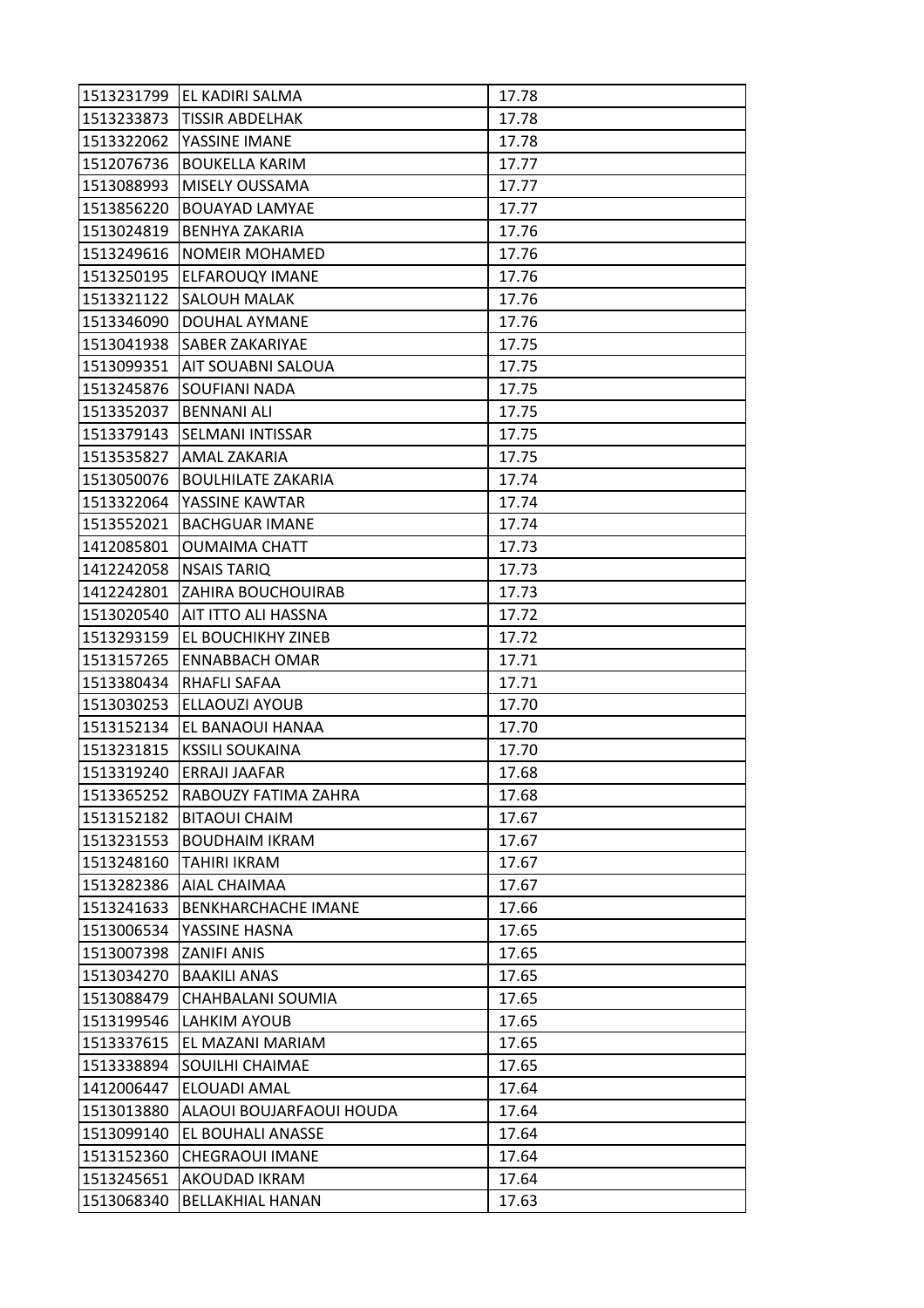| | | |
|---|---|---|
| 1513231799 | EL KADIRI SALMA | 17.78 |
| 1513233873 | TISSIR ABDELHAK | 17.78 |
| 1513322062 | YASSINE IMANE | 17.78 |
| 1512076736 | BOUKELLA KARIM | 17.77 |
| 1513088993 | MISELY OUSSAMA | 17.77 |
| 1513856220 | BOUAYAD LAMYAE | 17.77 |
| 1513024819 | BENHYA ZAKARIA | 17.76 |
| 1513249616 | NOMEIR MOHAMED | 17.76 |
| 1513250195 | ELFAROUQY IMANE | 17.76 |
| 1513321122 | SALOUH MALAK | 17.76 |
| 1513346090 | DOUHAL AYMANE | 17.76 |
| 1513041938 | SABER ZAKARIYAE | 17.75 |
| 1513099351 | AIT SOUABNI SALOUA | 17.75 |
| 1513245876 | SOUFIANI NADA | 17.75 |
| 1513352037 | BENNANI ALI | 17.75 |
| 1513379143 | SELMANI INTISSAR | 17.75 |
| 1513535827 | AMAL ZAKARIA | 17.75 |
| 1513050076 | BOULHILATE ZAKARIA | 17.74 |
| 1513322064 | YASSINE KAWTAR | 17.74 |
| 1513552021 | BACHGUAR IMANE | 17.74 |
| 1412085801 | OUMAIMA CHATT | 17.73 |
| 1412242058 | NSAIS TARIQ | 17.73 |
| 1412242801 | ZAHIRA BOUCHOUIRAB | 17.73 |
| 1513020540 | AIT ITTO ALI HASSNA | 17.72 |
| 1513293159 | EL BOUCHIKHY ZINEB | 17.72 |
| 1513157265 | ENNABBACH OMAR | 17.71 |
| 1513380434 | RHAFLI SAFAA | 17.71 |
| 1513030253 | ELLAOUZI AYOUB | 17.70 |
| 1513152134 | EL BANAOUI HANAA | 17.70 |
| 1513231815 | KSSILI SOUKAINA | 17.70 |
| 1513319240 | ERRAJI JAAFAR | 17.68 |
| 1513365252 | RABOUZY FATIMA ZAHRA | 17.68 |
| 1513152182 | BITAOUI CHAIM | 17.67 |
| 1513231553 | BOUDHAIM IKRAM | 17.67 |
| 1513248160 | TAHIRI IKRAM | 17.67 |
| 1513282386 | AIAL CHAIMAA | 17.67 |
| 1513241633 | BENKHARCHACHE IMANE | 17.66 |
| 1513006534 | YASSINE HASNA | 17.65 |
| 1513007398 | ZANIFI ANIS | 17.65 |
| 1513034270 | BAAKILI ANAS | 17.65 |
| 1513088479 | CHAHBALANI SOUMIA | 17.65 |
| 1513199546 | LAHKIM AYOUB | 17.65 |
| 1513337615 | EL MAZANI MARIAM | 17.65 |
| 1513338894 | SOUILHI CHAIMAE | 17.65 |
| 1412006447 | ELOUADI AMAL | 17.64 |
| 1513013880 | ALAOUI BOUJARFAOUI HOUDA | 17.64 |
| 1513099140 | EL BOUHALI ANASSE | 17.64 |
| 1513152360 | CHEGRAOUI IMANE | 17.64 |
| 1513245651 | AKOUDAD IKRAM | 17.64 |
| 1513068340 | BELLAKHIAL HANAN | 17.63 |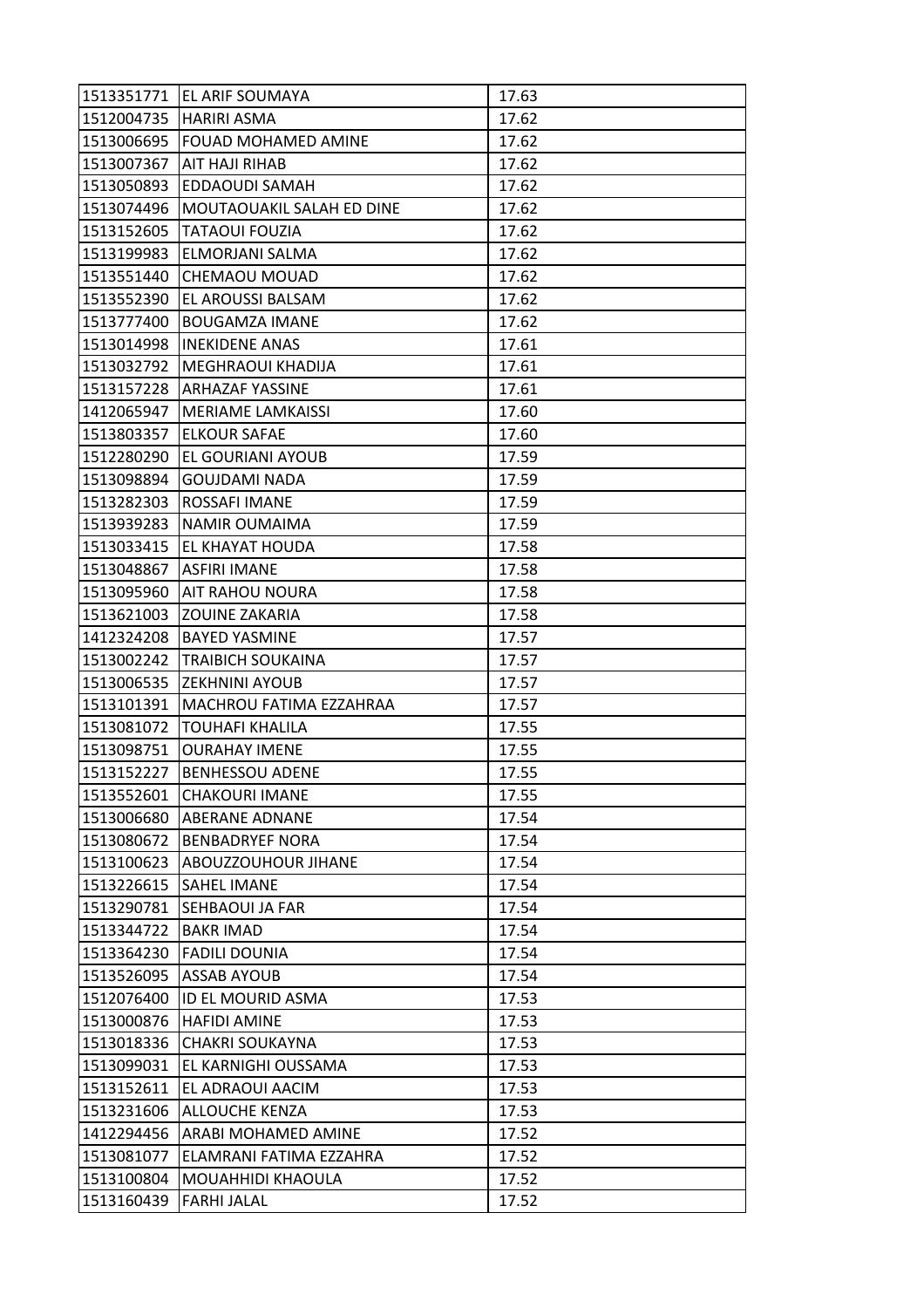| | | |
|---|---|---|
| 1513351771 | EL ARIF SOUMAYA | 17.63 |
| 1512004735 | HARIRI ASMA | 17.62 |
| 1513006695 | FOUAD MOHAMED AMINE | 17.62 |
| 1513007367 | AIT HAJI RIHAB | 17.62 |
| 1513050893 | EDDAOUDI SAMAH | 17.62 |
| 1513074496 | MOUTAOUAKIL SALAH ED DINE | 17.62 |
| 1513152605 | TATAOUI FOUZIA | 17.62 |
| 1513199983 | ELMORJANI SALMA | 17.62 |
| 1513551440 | CHEMAOU MOUAD | 17.62 |
| 1513552390 | EL AROUSSI BALSAM | 17.62 |
| 1513777400 | BOUGAMZA IMANE | 17.62 |
| 1513014998 | INEKIDENE ANAS | 17.61 |
| 1513032792 | MEGHRAOUI KHADIJA | 17.61 |
| 1513157228 | ARHAZAF YASSINE | 17.61 |
| 1412065947 | MERIAME LAMKAISSI | 17.60 |
| 1513803357 | ELKOUR SAFAE | 17.60 |
| 1512280290 | EL GOURIANI AYOUB | 17.59 |
| 1513098894 | GOUJDAMI NADA | 17.59 |
| 1513282303 | ROSSAFI IMANE | 17.59 |
| 1513939283 | NAMIR OUMAIMA | 17.59 |
| 1513033415 | EL KHAYAT HOUDA | 17.58 |
| 1513048867 | ASFIRI IMANE | 17.58 |
| 1513095960 | AIT RAHOU NOURA | 17.58 |
| 1513621003 | ZOUINE ZAKARIA | 17.58 |
| 1412324208 | BAYED YASMINE | 17.57 |
| 1513002242 | TRAIBICH SOUKAINA | 17.57 |
| 1513006535 | ZEKHNINI AYOUB | 17.57 |
| 1513101391 | MACHROU FATIMA EZZAHRAA | 17.57 |
| 1513081072 | TOUHAFI KHALILA | 17.55 |
| 1513098751 | OURAHAY IMENE | 17.55 |
| 1513152227 | BENHESSOU ADENE | 17.55 |
| 1513552601 | CHAKOURI IMANE | 17.55 |
| 1513006680 | ABERANE ADNANE | 17.54 |
| 1513080672 | BENBADRYEF NORA | 17.54 |
| 1513100623 | ABOUZZOUHOUR JIHANE | 17.54 |
| 1513226615 | SAHEL IMANE | 17.54 |
| 1513290781 | SEHBAOUI JA FAR | 17.54 |
| 1513344722 | BAKR IMAD | 17.54 |
| 1513364230 | FADILI DOUNIA | 17.54 |
| 1513526095 | ASSAB AYOUB | 17.54 |
| 1512076400 | ID EL MOURID ASMA | 17.53 |
| 1513000876 | HAFIDI AMINE | 17.53 |
| 1513018336 | CHAKRI SOUKAYNA | 17.53 |
| 1513099031 | EL KARNIGHI OUSSAMA | 17.53 |
| 1513152611 | EL ADRAOUI AACIM | 17.53 |
| 1513231606 | ALLOUCHE KENZA | 17.53 |
| 1412294456 | ARABI MOHAMED AMINE | 17.52 |
| 1513081077 | ELAMRANI FATIMA EZZAHRA | 17.52 |
| 1513100804 | MOUAHHIDI KHAOULA | 17.52 |
| 1513160439 | FARHI JALAL | 17.52 |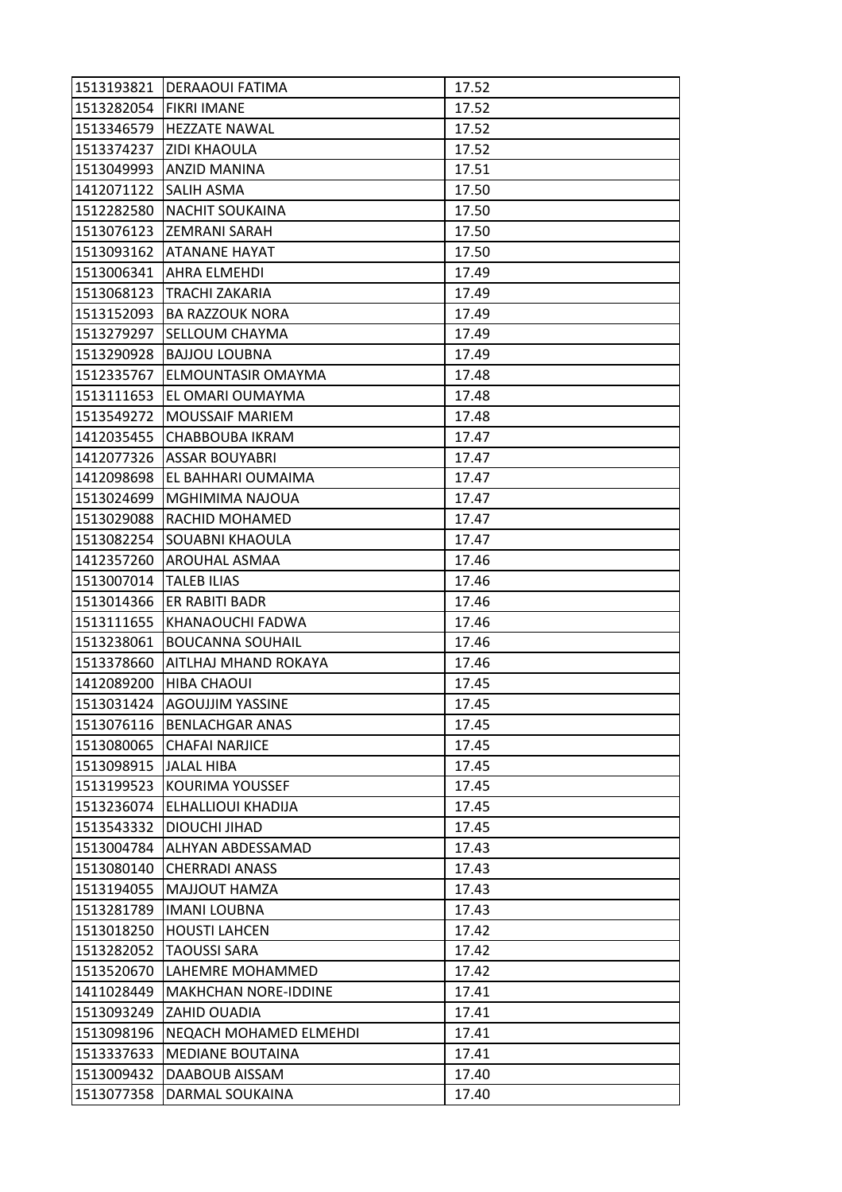| 1513193821 | DERAAOUI FATIMA | 17.52 |
|---|---|---|
| 1513282054 | FIKRI IMANE | 17.52 |
| 1513346579 | HEZZATE NAWAL | 17.52 |
| 1513374237 | ZIDI KHAOULA | 17.52 |
| 1513049993 | ANZID MANINA | 17.51 |
| 1412071122 | SALIH ASMA | 17.50 |
| 1512282580 | NACHIT SOUKAINA | 17.50 |
| 1513076123 | ZEMRANI SARAH | 17.50 |
| 1513093162 | ATANANE HAYAT | 17.50 |
| 1513006341 | AHRA ELMEHDI | 17.49 |
| 1513068123 | TRACHI ZAKARIA | 17.49 |
| 1513152093 | BA RAZZOUK NORA | 17.49 |
| 1513279297 | SELLOUM CHAYMA | 17.49 |
| 1513290928 | BAJJOU LOUBNA | 17.49 |
| 1512335767 | ELMOUNTASIR OMAYMA | 17.48 |
| 1513111653 | EL OMARI OUMAYMA | 17.48 |
| 1513549272 | MOUSSAIF MARIEM | 17.48 |
| 1412035455 | CHABBOUBA IKRAM | 17.47 |
| 1412077326 | ASSAR BOUYABRI | 17.47 |
| 1412098698 | EL BAHHARI OUMAIMA | 17.47 |
| 1513024699 | MGHIMIMA NAJOUA | 17.47 |
| 1513029088 | RACHID MOHAMED | 17.47 |
| 1513082254 | SOUABNI KHAOULA | 17.47 |
| 1412357260 | AROUHAL ASMAA | 17.46 |
| 1513007014 | TALEB ILIAS | 17.46 |
| 1513014366 | ER RABITI BADR | 17.46 |
| 1513111655 | KHANAOUCHI FADWA | 17.46 |
| 1513238061 | BOUCANNA SOUHAIL | 17.46 |
| 1513378660 | AITLHAJ MHAND ROKAYA | 17.46 |
| 1412089200 | HIBA CHAOUI | 17.45 |
| 1513031424 | AGOUJJIM YASSINE | 17.45 |
| 1513076116 | BENLACHGAR ANAS | 17.45 |
| 1513080065 | CHAFAI NARJICE | 17.45 |
| 1513098915 | JALAL HIBA | 17.45 |
| 1513199523 | KOURIMA YOUSSEF | 17.45 |
| 1513236074 | ELHALLIOUI KHADIJA | 17.45 |
| 1513543332 | DIOUCHI JIHAD | 17.45 |
| 1513004784 | ALHYAN ABDESSAMAD | 17.43 |
| 1513080140 | CHERRADI ANASS | 17.43 |
| 1513194055 | MAJJOUT HAMZA | 17.43 |
| 1513281789 | IMANI LOUBNA | 17.43 |
| 1513018250 | HOUSTI LAHCEN | 17.42 |
| 1513282052 | TAOUSSI SARA | 17.42 |
| 1513520670 | LAHEMRE MOHAMMED | 17.42 |
| 1411028449 | MAKHCHAN NORE-IDDINE | 17.41 |
| 1513093249 | ZAHID OUADIA | 17.41 |
| 1513098196 | NEQACH MOHAMED ELMEHDI | 17.41 |
| 1513337633 | MEDIANE BOUTAINA | 17.41 |
| 1513009432 | DAABOUB AISSAM | 17.40 |
| 1513077358 | DARMAL SOUKAINA | 17.40 |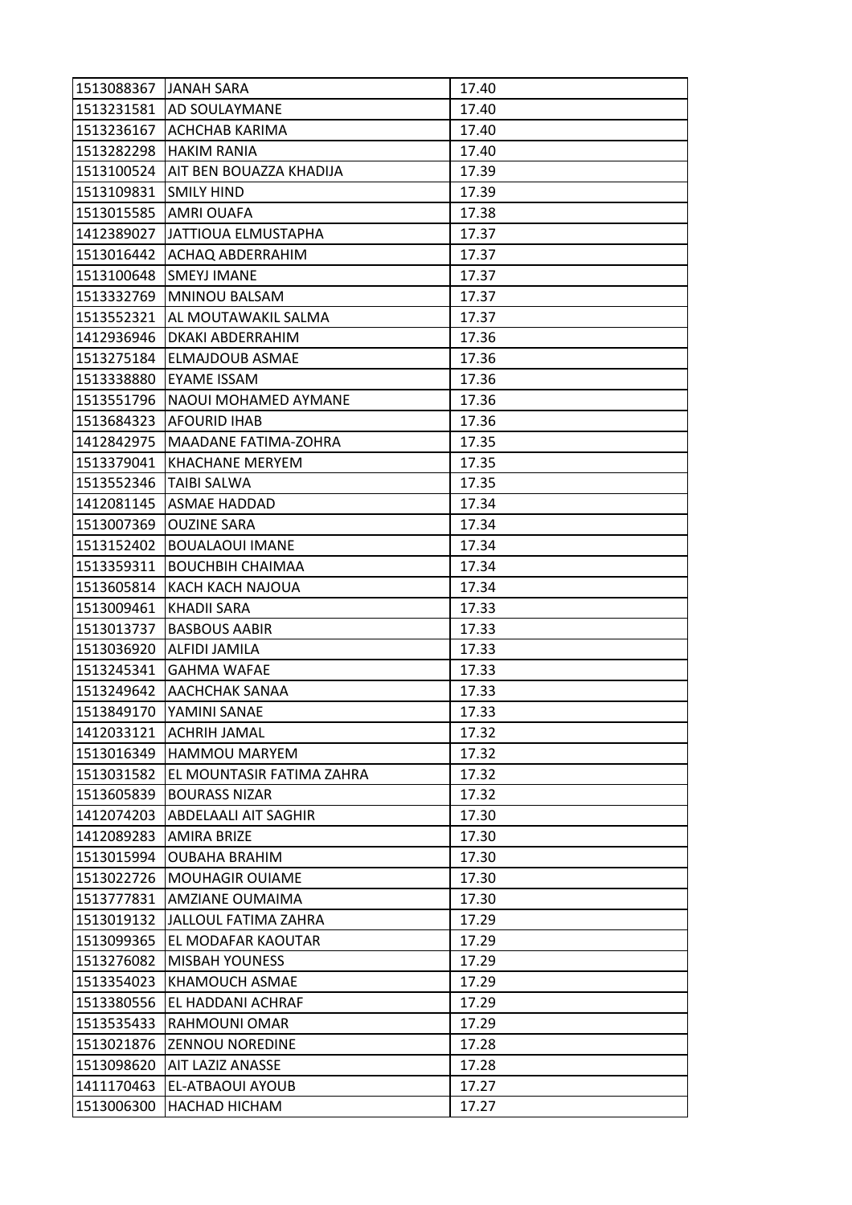| 1513088367 | JANAH SARA | 17.40 |
|---|---|---|
| 1513231581 | AD SOULAYMANE | 17.40 |
| 1513236167 | ACHCHAB KARIMA | 17.40 |
| 1513282298 | HAKIM RANIA | 17.40 |
| 1513100524 | AIT BEN BOUAZZA KHADIJA | 17.39 |
| 1513109831 | SMILY HIND | 17.39 |
| 1513015585 | AMRI OUAFA | 17.38 |
| 1412389027 | JATTIOUA ELMUSTAPHA | 17.37 |
| 1513016442 | ACHAQ ABDERRAHIM | 17.37 |
| 1513100648 | SMEYJ IMANE | 17.37 |
| 1513332769 | MNINOU BALSAM | 17.37 |
| 1513552321 | AL MOUTAWAKIL SALMA | 17.37 |
| 1412936946 | DKAKI ABDERRAHIM | 17.36 |
| 1513275184 | ELMAJDOUB ASMAE | 17.36 |
| 1513338880 | EYAME ISSAM | 17.36 |
| 1513551796 | NAOUI MOHAMED AYMANE | 17.36 |
| 1513684323 | AFOURID IHAB | 17.36 |
| 1412842975 | MAADANE FATIMA-ZOHRA | 17.35 |
| 1513379041 | KHACHANE MERYEM | 17.35 |
| 1513552346 | TAIBI SALWA | 17.35 |
| 1412081145 | ASMAE HADDAD | 17.34 |
| 1513007369 | OUZINE SARA | 17.34 |
| 1513152402 | BOUALAOUI IMANE | 17.34 |
| 1513359311 | BOUCHBIH CHAIMAA | 17.34 |
| 1513605814 | KACH KACH NAJOUA | 17.34 |
| 1513009461 | KHADII SARA | 17.33 |
| 1513013737 | BASBOUS AABIR | 17.33 |
| 1513036920 | ALFIDI JAMILA | 17.33 |
| 1513245341 | GAHMA WAFAE | 17.33 |
| 1513249642 | AACHCHAK SANAA | 17.33 |
| 1513849170 | YAMINI SANAE | 17.33 |
| 1412033121 | ACHRIH JAMAL | 17.32 |
| 1513016349 | HAMMOU MARYEM | 17.32 |
| 1513031582 | EL MOUNTASIR FATIMA ZAHRA | 17.32 |
| 1513605839 | BOURASS NIZAR | 17.32 |
| 1412074203 | ABDELAALI AIT SAGHIR | 17.30 |
| 1412089283 | AMIRA BRIZE | 17.30 |
| 1513015994 | OUBAHA BRAHIM | 17.30 |
| 1513022726 | MOUHAGIR OUIAME | 17.30 |
| 1513777831 | AMZIANE OUMAIMA | 17.30 |
| 1513019132 | JALLOUL FATIMA ZAHRA | 17.29 |
| 1513099365 | EL MODAFAR KAOUTAR | 17.29 |
| 1513276082 | MISBAH YOUNESS | 17.29 |
| 1513354023 | KHAMOUCH ASMAE | 17.29 |
| 1513380556 | EL HADDANI ACHRAF | 17.29 |
| 1513535433 | RAHMOUNI OMAR | 17.29 |
| 1513021876 | ZENNOU NOREDINE | 17.28 |
| 1513098620 | AIT LAZIZ ANASSE | 17.28 |
| 1411170463 | EL-ATBAOUI AYOUB | 17.27 |
| 1513006300 | HACHAD HICHAM | 17.27 |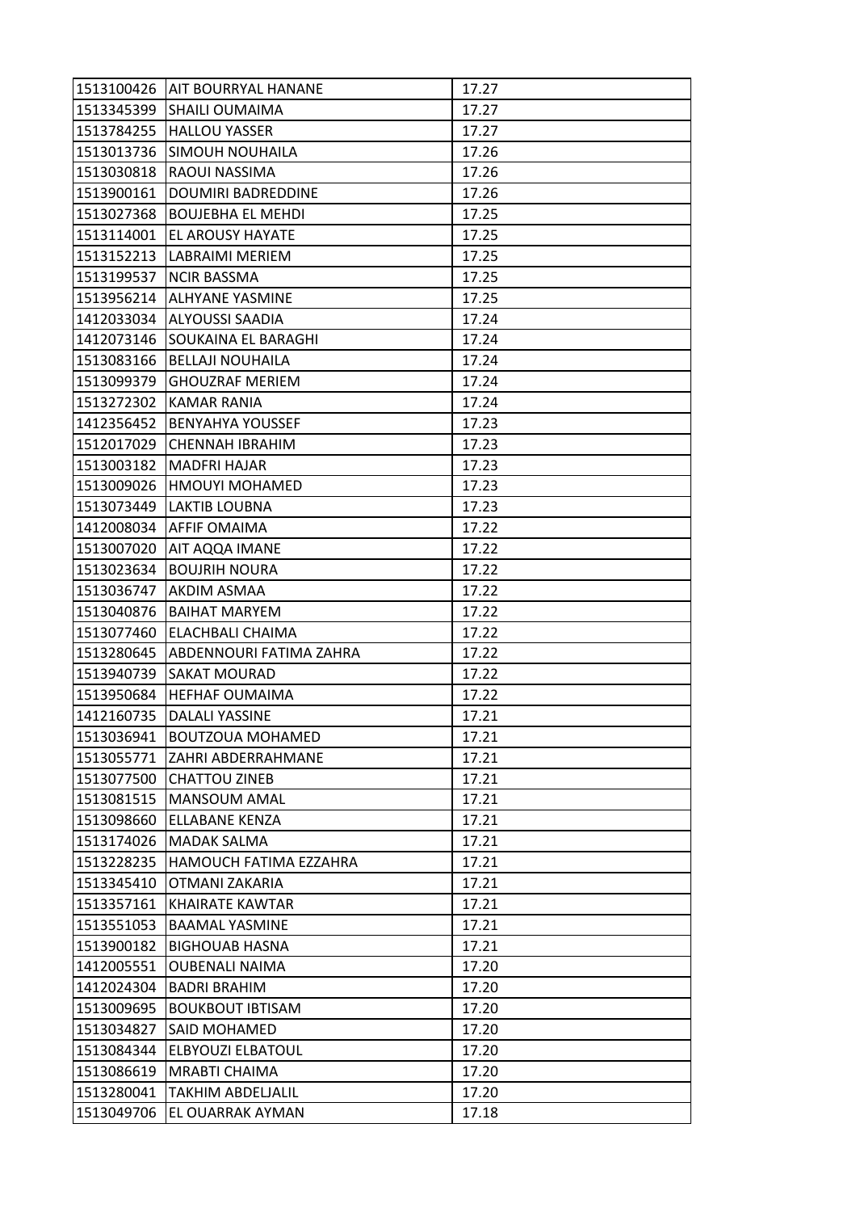| | | |
|---|---|---|
| 1513100426 | AIT BOURRYAL HANANE | 17.27 |
| 1513345399 | SHAILI OUMAIMA | 17.27 |
| 1513784255 | HALLOU YASSER | 17.27 |
| 1513013736 | SIMOUH NOUHAILA | 17.26 |
| 1513030818 | RAOUI NASSIMA | 17.26 |
| 1513900161 | DOUMIRI BADREDDINE | 17.26 |
| 1513027368 | BOUJEBHA EL MEHDI | 17.25 |
| 1513114001 | EL AROUSY HAYATE | 17.25 |
| 1513152213 | LABRAIMI MERIEM | 17.25 |
| 1513199537 | NCIR BASSMA | 17.25 |
| 1513956214 | ALHYANE YASMINE | 17.25 |
| 1412033034 | ALYOUSSI SAADIA | 17.24 |
| 1412073146 | SOUKAINA EL BARAGHI | 17.24 |
| 1513083166 | BELLAJI NOUHAILA | 17.24 |
| 1513099379 | GHOUZRAF MERIEM | 17.24 |
| 1513272302 | KAMAR RANIA | 17.24 |
| 1412356452 | BENYAHYA YOUSSEF | 17.23 |
| 1512017029 | CHENNAH IBRAHIM | 17.23 |
| 1513003182 | MADFRI HAJAR | 17.23 |
| 1513009026 | HMOUYI MOHAMED | 17.23 |
| 1513073449 | LAKTIB LOUBNA | 17.23 |
| 1412008034 | AFFIF OMAIMA | 17.22 |
| 1513007020 | AIT AQQA IMANE | 17.22 |
| 1513023634 | BOUJRIH NOURA | 17.22 |
| 1513036747 | AKDIM ASMAA | 17.22 |
| 1513040876 | BAIHAT MARYEM | 17.22 |
| 1513077460 | ELACHBALI CHAIMA | 17.22 |
| 1513280645 | ABDENNOURI FATIMA ZAHRA | 17.22 |
| 1513940739 | SAKAT MOURAD | 17.22 |
| 1513950684 | HEFHAF OUMAIMA | 17.22 |
| 1412160735 | DALALI YASSINE | 17.21 |
| 1513036941 | BOUTZOUA MOHAMED | 17.21 |
| 1513055771 | ZAHRI ABDERRAHMANE | 17.21 |
| 1513077500 | CHATTOU ZINEB | 17.21 |
| 1513081515 | MANSOUM AMAL | 17.21 |
| 1513098660 | ELLABANE KENZA | 17.21 |
| 1513174026 | MADAK SALMA | 17.21 |
| 1513228235 | HAMOUCH FATIMA EZZAHRA | 17.21 |
| 1513345410 | OTMANI ZAKARIA | 17.21 |
| 1513357161 | KHAIRATE KAWTAR | 17.21 |
| 1513551053 | BAAMAL YASMINE | 17.21 |
| 1513900182 | BIGHOUAB HASNA | 17.21 |
| 1412005551 | OUBENALI NAIMA | 17.20 |
| 1412024304 | BADRI BRAHIM | 17.20 |
| 1513009695 | BOUKBOUT IBTISAM | 17.20 |
| 1513034827 | SAID MOHAMED | 17.20 |
| 1513084344 | ELBYOUZI ELBATOUL | 17.20 |
| 1513086619 | MRABTI CHAIMA | 17.20 |
| 1513280041 | TAKHIM ABDELJALIL | 17.20 |
| 1513049706 | EL OUARRAK AYMAN | 17.18 |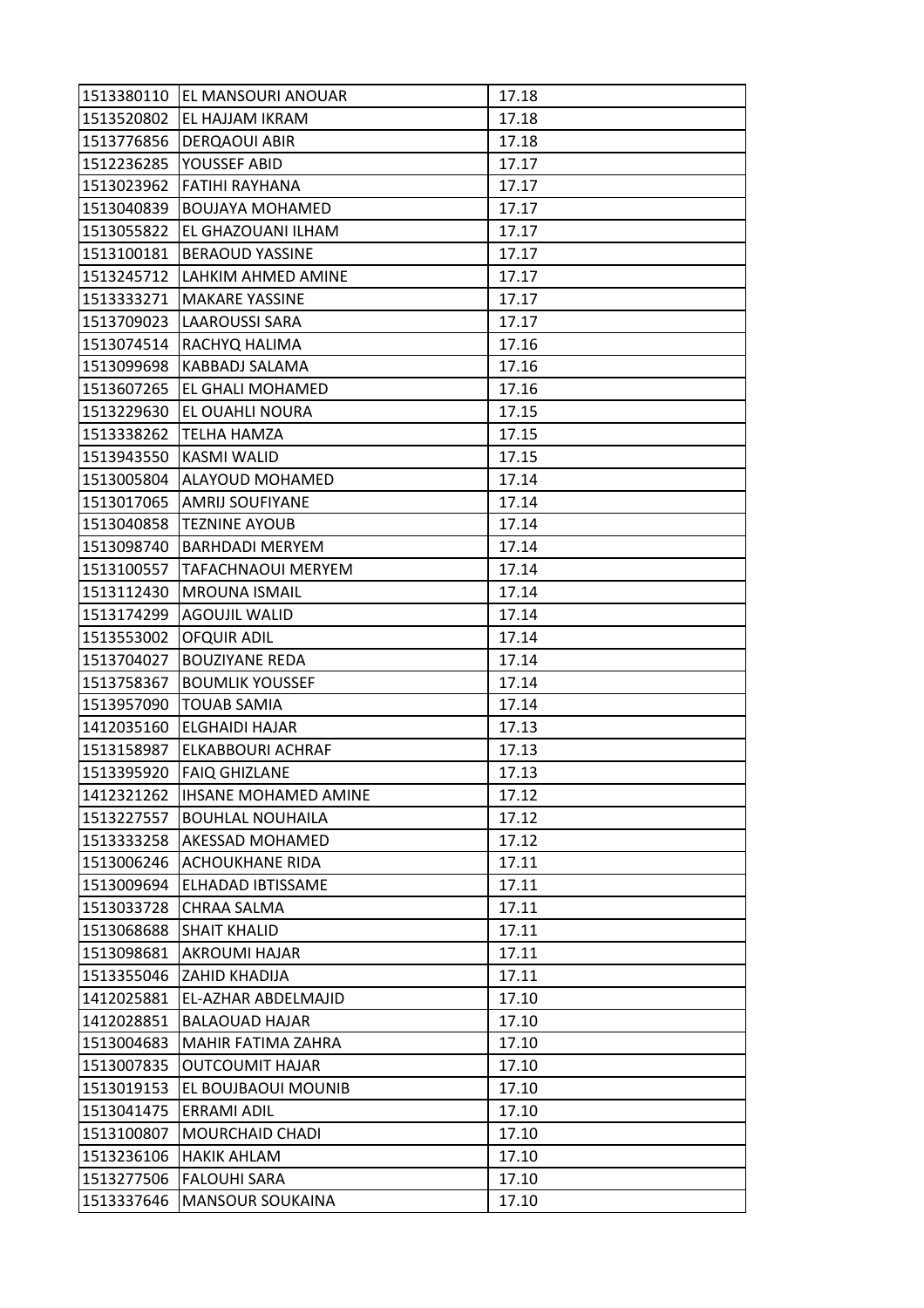| | | |
|---|---|---|
| 1513380110 | EL MANSOURI ANOUAR | 17.18 |
| 1513520802 | EL HAJJAM IKRAM | 17.18 |
| 1513776856 | DERQAOUI ABIR | 17.18 |
| 1512236285 | YOUSSEF ABID | 17.17 |
| 1513023962 | FATIHI RAYHANA | 17.17 |
| 1513040839 | BOUJAYA MOHAMED | 17.17 |
| 1513055822 | EL GHAZOUANI ILHAM | 17.17 |
| 1513100181 | BERAOUD YASSINE | 17.17 |
| 1513245712 | LAHKIM AHMED AMINE | 17.17 |
| 1513333271 | MAKARE YASSINE | 17.17 |
| 1513709023 | LAAROUSSI SARA | 17.17 |
| 1513074514 | RACHYQ HALIMA | 17.16 |
| 1513099698 | KABBADJ SALAMA | 17.16 |
| 1513607265 | EL GHALI MOHAMED | 17.16 |
| 1513229630 | EL OUAHLI NOURA | 17.15 |
| 1513338262 | TELHA HAMZA | 17.15 |
| 1513943550 | KASMI WALID | 17.15 |
| 1513005804 | ALAYOUD MOHAMED | 17.14 |
| 1513017065 | AMRIJ SOUFIYANE | 17.14 |
| 1513040858 | TEZNINE AYOUB | 17.14 |
| 1513098740 | BARHDADI MERYEM | 17.14 |
| 1513100557 | TAFACHNAOUI MERYEM | 17.14 |
| 1513112430 | MROUNA ISMAIL | 17.14 |
| 1513174299 | AGOUJIL WALID | 17.14 |
| 1513553002 | OFQUIR ADIL | 17.14 |
| 1513704027 | BOUZIYANE REDA | 17.14 |
| 1513758367 | BOUMLIK YOUSSEF | 17.14 |
| 1513957090 | TOUAB SAMIA | 17.14 |
| 1412035160 | ELGHAIDI HAJAR | 17.13 |
| 1513158987 | ELKABBOURI ACHRAF | 17.13 |
| 1513395920 | FAIQ GHIZLANE | 17.13 |
| 1412321262 | IHSANE MOHAMED AMINE | 17.12 |
| 1513227557 | BOUHLAL NOUHAILA | 17.12 |
| 1513333258 | AKESSAD MOHAMED | 17.12 |
| 1513006246 | ACHOUKHANE RIDA | 17.11 |
| 1513009694 | ELHADAD IBTISSAME | 17.11 |
| 1513033728 | CHRAA SALMA | 17.11 |
| 1513068688 | SHAIT KHALID | 17.11 |
| 1513098681 | AKROUMI HAJAR | 17.11 |
| 1513355046 | ZAHID KHADIJA | 17.11 |
| 1412025881 | EL-AZHAR ABDELMAJID | 17.10 |
| 1412028851 | BALAOUAD HAJAR | 17.10 |
| 1513004683 | MAHIR FATIMA ZAHRA | 17.10 |
| 1513007835 | OUTCOUMIT HAJAR | 17.10 |
| 1513019153 | EL BOUJBAOUI MOUNIB | 17.10 |
| 1513041475 | ERRAMI ADIL | 17.10 |
| 1513100807 | MOURCHAID CHADI | 17.10 |
| 1513236106 | HAKIK AHLAM | 17.10 |
| 1513277506 | FALOUHI SARA | 17.10 |
| 1513337646 | MANSOUR SOUKAINA | 17.10 |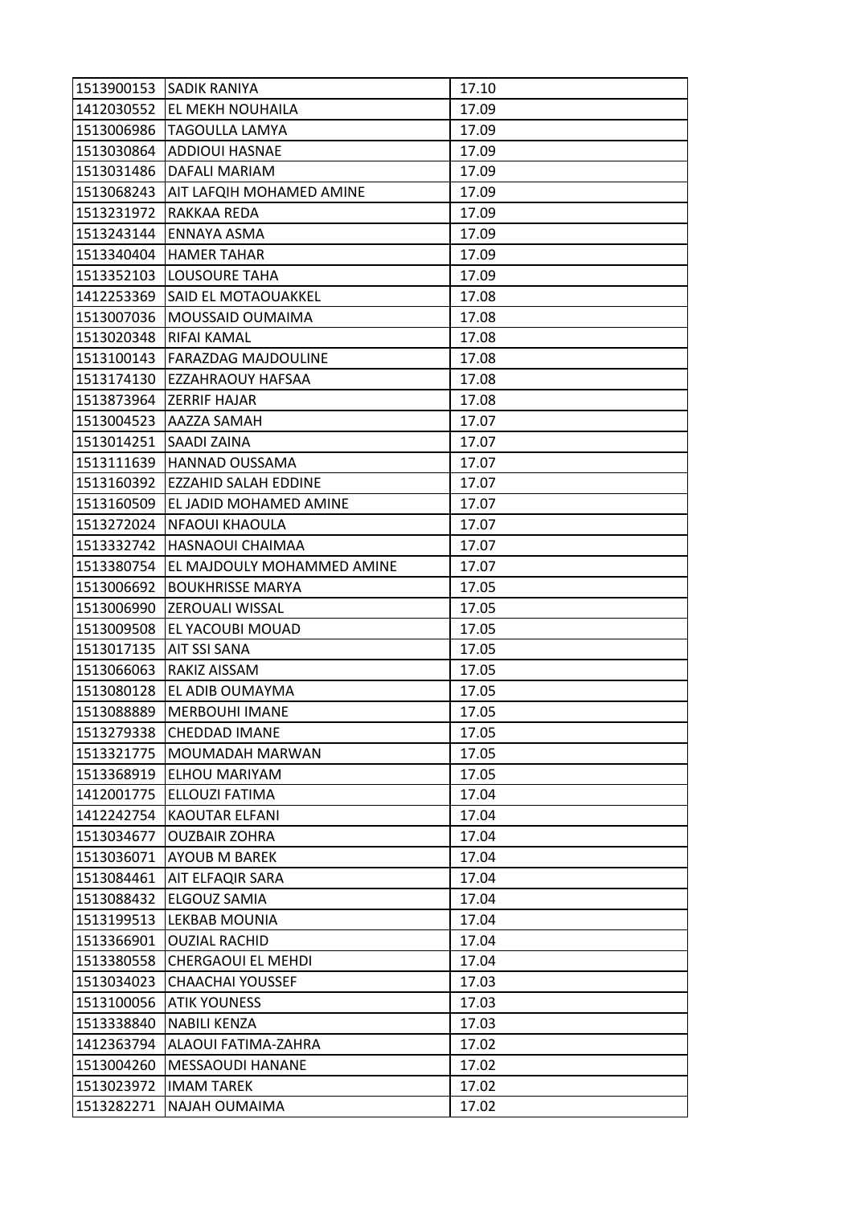| | | |
|---|---|---|
| 1513900153 | SADIK RANIYA | 17.10 |
| 1412030552 | EL MEKH NOUHAILA | 17.09 |
| 1513006986 | TAGOULLA LAMYA | 17.09 |
| 1513030864 | ADDIOUI HASNAE | 17.09 |
| 1513031486 | DAFALI MARIAM | 17.09 |
| 1513068243 | AIT LAFQIH MOHAMED AMINE | 17.09 |
| 1513231972 | RAKKAA REDA | 17.09 |
| 1513243144 | ENNAYA ASMA | 17.09 |
| 1513340404 | HAMER TAHAR | 17.09 |
| 1513352103 | LOUSOURE TAHA | 17.09 |
| 1412253369 | SAID EL MOTAOUAKKEL | 17.08 |
| 1513007036 | MOUSSAID OUMAIMA | 17.08 |
| 1513020348 | RIFAI KAMAL | 17.08 |
| 1513100143 | FARAZDAG MAJDOULINE | 17.08 |
| 1513174130 | EZZAHRAOUY HAFSAA | 17.08 |
| 1513873964 | ZERRIF HAJAR | 17.08 |
| 1513004523 | AAZZA SAMAH | 17.07 |
| 1513014251 | SAADI ZAINA | 17.07 |
| 1513111639 | HANNAD OUSSAMA | 17.07 |
| 1513160392 | EZZAHID SALAH EDDINE | 17.07 |
| 1513160509 | EL JADID MOHAMED AMINE | 17.07 |
| 1513272024 | NFAOUI KHAOULA | 17.07 |
| 1513332742 | HASNAOUI CHAIMAA | 17.07 |
| 1513380754 | EL MAJDOULY MOHAMMED AMINE | 17.07 |
| 1513006692 | BOUKHRISSE MARYA | 17.05 |
| 1513006990 | ZEROUALI WISSAL | 17.05 |
| 1513009508 | EL YACOUBI MOUAD | 17.05 |
| 1513017135 | AIT SSI SANA | 17.05 |
| 1513066063 | RAKIZ AISSAM | 17.05 |
| 1513080128 | EL ADIB OUMAYMA | 17.05 |
| 1513088889 | MERBOUHI IMANE | 17.05 |
| 1513279338 | CHEDDAD IMANE | 17.05 |
| 1513321775 | MOUMADAH MARWAN | 17.05 |
| 1513368919 | ELHOU MARIYAM | 17.05 |
| 1412001775 | ELLOUZI FATIMA | 17.04 |
| 1412242754 | KAOUTAR ELFANI | 17.04 |
| 1513034677 | OUZBAIR ZOHRA | 17.04 |
| 1513036071 | AYOUB M BAREK | 17.04 |
| 1513084461 | AIT ELFAQIR SARA | 17.04 |
| 1513088432 | ELGOUZ SAMIA | 17.04 |
| 1513199513 | LEKBAB MOUNIA | 17.04 |
| 1513366901 | OUZIAL RACHID | 17.04 |
| 1513380558 | CHERGAOUI EL MEHDI | 17.04 |
| 1513034023 | CHAACHAI YOUSSEF | 17.03 |
| 1513100056 | ATIK YOUNESS | 17.03 |
| 1513338840 | NABILI KENZA | 17.03 |
| 1412363794 | ALAOUI FATIMA-ZAHRA | 17.02 |
| 1513004260 | MESSAOUDI HANANE | 17.02 |
| 1513023972 | IMAM TAREK | 17.02 |
| 1513282271 | NAJAH OUMAIMA | 17.02 |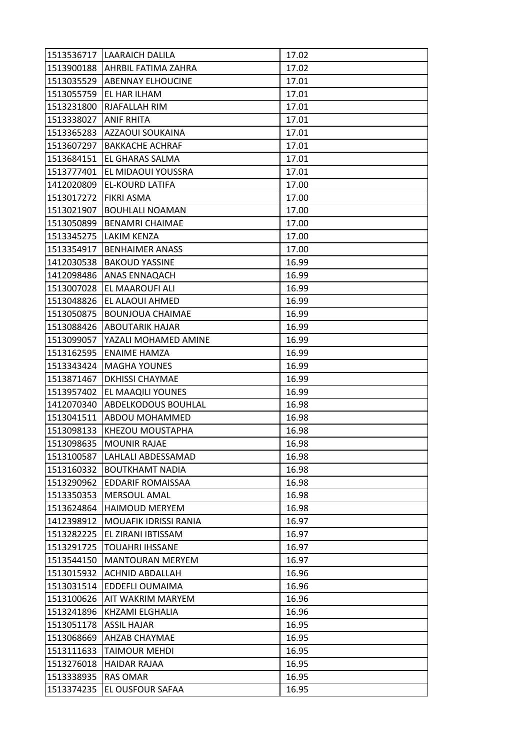| | | |
|---|---|---|
| 1513536717 | LAARAICH DALILA | 17.02 |
| 1513900188 | AHRBIL FATIMA ZAHRA | 17.02 |
| 1513035529 | ABENNAY ELHOUCINE | 17.01 |
| 1513055759 | EL HAR ILHAM | 17.01 |
| 1513231800 | RJAFALLAH RIM | 17.01 |
| 1513338027 | ANIF RHITA | 17.01 |
| 1513365283 | AZZAOUI SOUKAINA | 17.01 |
| 1513607297 | BAKKACHE ACHRAF | 17.01 |
| 1513684151 | EL GHARAS SALMA | 17.01 |
| 1513777401 | EL MIDAOUI YOUSSRA | 17.01 |
| 1412020809 | EL-KOURD LATIFA | 17.00 |
| 1513017272 | FIKRI ASMA | 17.00 |
| 1513021907 | BOUHLALI NOAMAN | 17.00 |
| 1513050899 | BENAMRI CHAIMAE | 17.00 |
| 1513345275 | LAKIM KENZA | 17.00 |
| 1513354917 | BENHAIMER ANASS | 17.00 |
| 1412030538 | BAKOUD YASSINE | 16.99 |
| 1412098486 | ANAS ENNAQACH | 16.99 |
| 1513007028 | EL MAAROUFI ALI | 16.99 |
| 1513048826 | EL ALAOUI AHMED | 16.99 |
| 1513050875 | BOUNJOUA CHAIMAE | 16.99 |
| 1513088426 | ABOUTARIK HAJAR | 16.99 |
| 1513099057 | YAZALI MOHAMED AMINE | 16.99 |
| 1513162595 | ENAIME HAMZA | 16.99 |
| 1513343424 | MAGHA YOUNES | 16.99 |
| 1513871467 | DKHISSI CHAYMAE | 16.99 |
| 1513957402 | EL MAAQILI YOUNES | 16.99 |
| 1412070340 | ABDELKODOUS BOUHLAL | 16.98 |
| 1513041511 | ABDOU MOHAMMED | 16.98 |
| 1513098133 | KHEZOU MOUSTAPHA | 16.98 |
| 1513098635 | MOUNIR RAJAE | 16.98 |
| 1513100587 | LAHLALI ABDESSAMAD | 16.98 |
| 1513160332 | BOUTKHAMT NADIA | 16.98 |
| 1513290962 | EDDARIF ROMAISSAA | 16.98 |
| 1513350353 | MERSOUL AMAL | 16.98 |
| 1513624864 | HAIMOUD MERYEM | 16.98 |
| 1412398912 | MOUAFIK IDRISSI RANIA | 16.97 |
| 1513282225 | EL ZIRANI IBTISSAM | 16.97 |
| 1513291725 | TOUAHRI IHSSANE | 16.97 |
| 1513544150 | MANTOURAN MERYEM | 16.97 |
| 1513015932 | ACHNID ABDALLAH | 16.96 |
| 1513031514 | EDDEFLI OUMAIMA | 16.96 |
| 1513100626 | AIT WAKRIM MARYEM | 16.96 |
| 1513241896 | KHZAMI ELGHALIA | 16.96 |
| 1513051178 | ASSIL HAJAR | 16.95 |
| 1513068669 | AHZAB CHAYMAE | 16.95 |
| 1513111633 | TAIMOUR MEHDI | 16.95 |
| 1513276018 | HAIDAR RAJAA | 16.95 |
| 1513338935 | RAS OMAR | 16.95 |
| 1513374235 | EL OUSFOUR SAFAA | 16.95 |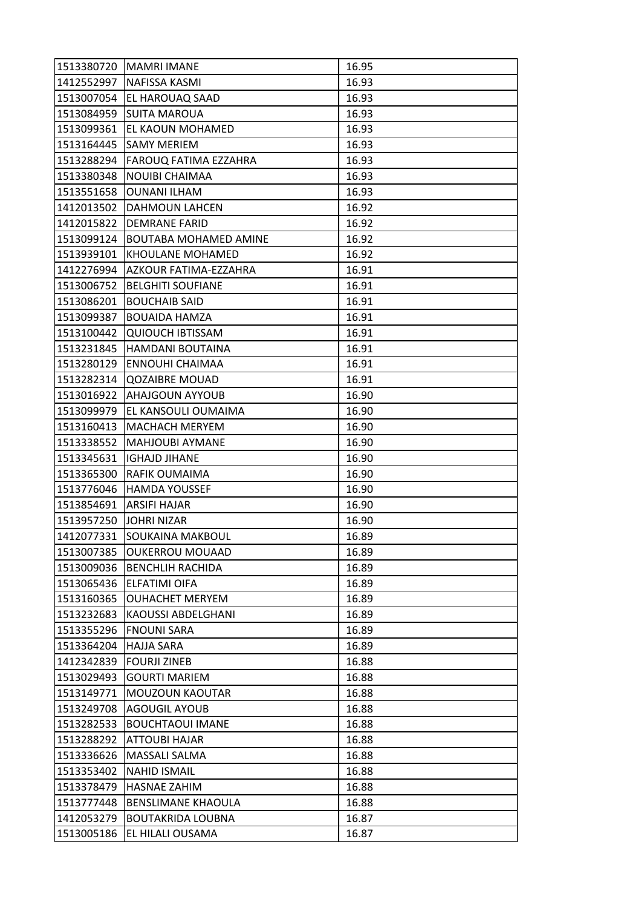| 1513380720 | MAMRI IMANE | 16.95 |
|---|---|---|
| 1412552997 | NAFISSA KASMI | 16.93 |
| 1513007054 | EL HAROUAQ SAAD | 16.93 |
| 1513084959 | SUITA MAROUA | 16.93 |
| 1513099361 | EL KAOUN MOHAMED | 16.93 |
| 1513164445 | SAMY MERIEM | 16.93 |
| 1513288294 | FAROUQ FATIMA EZZAHRA | 16.93 |
| 1513380348 | NOUIBI CHAIMAA | 16.93 |
| 1513551658 | OUNANI ILHAM | 16.93 |
| 1412013502 | DAHMOUN LAHCEN | 16.92 |
| 1412015822 | DEMRANE FARID | 16.92 |
| 1513099124 | BOUTABA MOHAMED AMINE | 16.92 |
| 1513939101 | KHOULANE MOHAMED | 16.92 |
| 1412276994 | AZKOUR FATIMA-EZZAHRA | 16.91 |
| 1513006752 | BELGHITI SOUFIANE | 16.91 |
| 1513086201 | BOUCHAIB SAID | 16.91 |
| 1513099387 | BOUAIDA HAMZA | 16.91 |
| 1513100442 | QUIOUCH IBTISSAM | 16.91 |
| 1513231845 | HAMDANI BOUTAINA | 16.91 |
| 1513280129 | ENNOUHI CHAIMAA | 16.91 |
| 1513282314 | QOZAIBRE MOUAD | 16.91 |
| 1513016922 | AHAJGOUN AYYOUB | 16.90 |
| 1513099979 | EL KANSOULI OUMAIMA | 16.90 |
| 1513160413 | MACHACH MERYEM | 16.90 |
| 1513338552 | MAHJOUBI AYMANE | 16.90 |
| 1513345631 | IGHAJD JIHANE | 16.90 |
| 1513365300 | RAFIK OUMAIMA | 16.90 |
| 1513776046 | HAMDA YOUSSEF | 16.90 |
| 1513854691 | ARSIFI HAJAR | 16.90 |
| 1513957250 | JOHRI NIZAR | 16.90 |
| 1412077331 | SOUKAINA MAKBOUL | 16.89 |
| 1513007385 | OUKERROU MOUAAD | 16.89 |
| 1513009036 | BENCHLIH RACHIDA | 16.89 |
| 1513065436 | ELFATIMI OIFA | 16.89 |
| 1513160365 | OUHACHET MERYEM | 16.89 |
| 1513232683 | KAOUSSI ABDELGHANI | 16.89 |
| 1513355296 | FNOUNI SARA | 16.89 |
| 1513364204 | HAJJA SARA | 16.89 |
| 1412342839 | FOURJI ZINEB | 16.88 |
| 1513029493 | GOURTI MARIEM | 16.88 |
| 1513149771 | MOUZOUN KAOUTAR | 16.88 |
| 1513249708 | AGOUGIL AYOUB | 16.88 |
| 1513282533 | BOUCHTAOUI IMANE | 16.88 |
| 1513288292 | ATTOUBI HAJAR | 16.88 |
| 1513336626 | MASSALI SALMA | 16.88 |
| 1513353402 | NAHID ISMAIL | 16.88 |
| 1513378479 | HASNAE ZAHIM | 16.88 |
| 1513777448 | BENSLIMANE KHAOULA | 16.88 |
| 1412053279 | BOUTAKRIDA LOUBNA | 16.87 |
| 1513005186 | EL HILALI OUSAMA | 16.87 |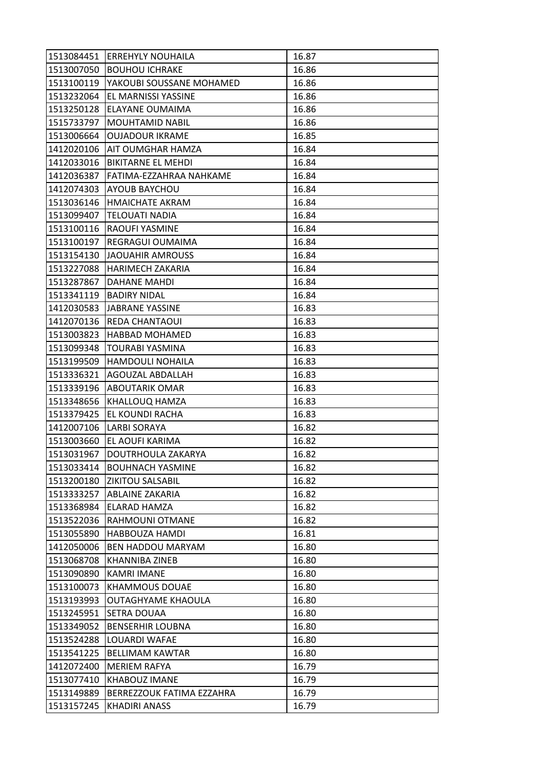| 1513084451 | ERREHYLY NOUHAILA | 16.87 |
|---|---|---|
| 1513007050 | BOUHOU ICHRAKE | 16.86 |
| 1513100119 | YAKOUBI SOUSSANE MOHAMED | 16.86 |
| 1513232064 | EL MARNISSI YASSINE | 16.86 |
| 1513250128 | ELAYANE OUMAIMA | 16.86 |
| 1515733797 | MOUHTAMID NABIL | 16.86 |
| 1513006664 | OUJADOUR IKRAME | 16.85 |
| 1412020106 | AIT OUMGHAR HAMZA | 16.84 |
| 1412033016 | BIKITARNE EL MEHDI | 16.84 |
| 1412036387 | FATIMA-EZZAHRAA NAHKAME | 16.84 |
| 1412074303 | AYOUB BAYCHOU | 16.84 |
| 1513036146 | HMAICHATE AKRAM | 16.84 |
| 1513099407 | TELOUATI NADIA | 16.84 |
| 1513100116 | RAOUFI YASMINE | 16.84 |
| 1513100197 | REGRAGUI OUMAIMA | 16.84 |
| 1513154130 | JAOUAHIR AMROUSS | 16.84 |
| 1513227088 | HARIMECH ZAKARIA | 16.84 |
| 1513287867 | DAHANE MAHDI | 16.84 |
| 1513341119 | BADIRY NIDAL | 16.84 |
| 1412030583 | JABRANE YASSINE | 16.83 |
| 1412070136 | REDA CHANTAOUI | 16.83 |
| 1513003823 | HABBAD MOHAMED | 16.83 |
| 1513099348 | TOURABI YASMINA | 16.83 |
| 1513199509 | HAMDOULI NOHAILA | 16.83 |
| 1513336321 | AGOUZAL ABDALLAH | 16.83 |
| 1513339196 | ABOUTARIK OMAR | 16.83 |
| 1513348656 | KHALLOUQ HAMZA | 16.83 |
| 1513379425 | EL KOUNDI RACHA | 16.83 |
| 1412007106 | LARBI SORAYA | 16.82 |
| 1513003660 | EL AOUFI KARIMA | 16.82 |
| 1513031967 | DOUTRHOULA ZAKARYA | 16.82 |
| 1513033414 | BOUHNACH YASMINE | 16.82 |
| 1513200180 | ZIKITOU SALSABIL | 16.82 |
| 1513333257 | ABLAINE ZAKARIA | 16.82 |
| 1513368984 | ELARAD HAMZA | 16.82 |
| 1513522036 | RAHMOUNI OTMANE | 16.82 |
| 1510055890 | HABBOUZA HAMDI | 16.81 |
| 1412050006 | BEN HADDOU MARYAM | 16.80 |
| 1513068708 | KHANNIBA ZINEB | 16.80 |
| 1513090890 | KAMRI IMANE | 16.80 |
| 1513100073 | KHAMMOUS DOUAE | 16.80 |
| 1513193993 | OUTAGHYAME KHAOULA | 16.80 |
| 1513245951 | SETRA DOUAA | 16.80 |
| 1513349052 | BENSERHIR LOUBNA | 16.80 |
| 1513524288 | LOUARDI WAFAE | 16.80 |
| 1513541225 | BELLIMAM KAWTAR | 16.80 |
| 1412072400 | MERIEM RAFYA | 16.79 |
| 1513077410 | KHABOUZ IMANE | 16.79 |
| 1513149889 | BERREZZOUK FATIMA EZZAHRA | 16.79 |
| 1513157245 | KHADIRI ANASS | 16.79 |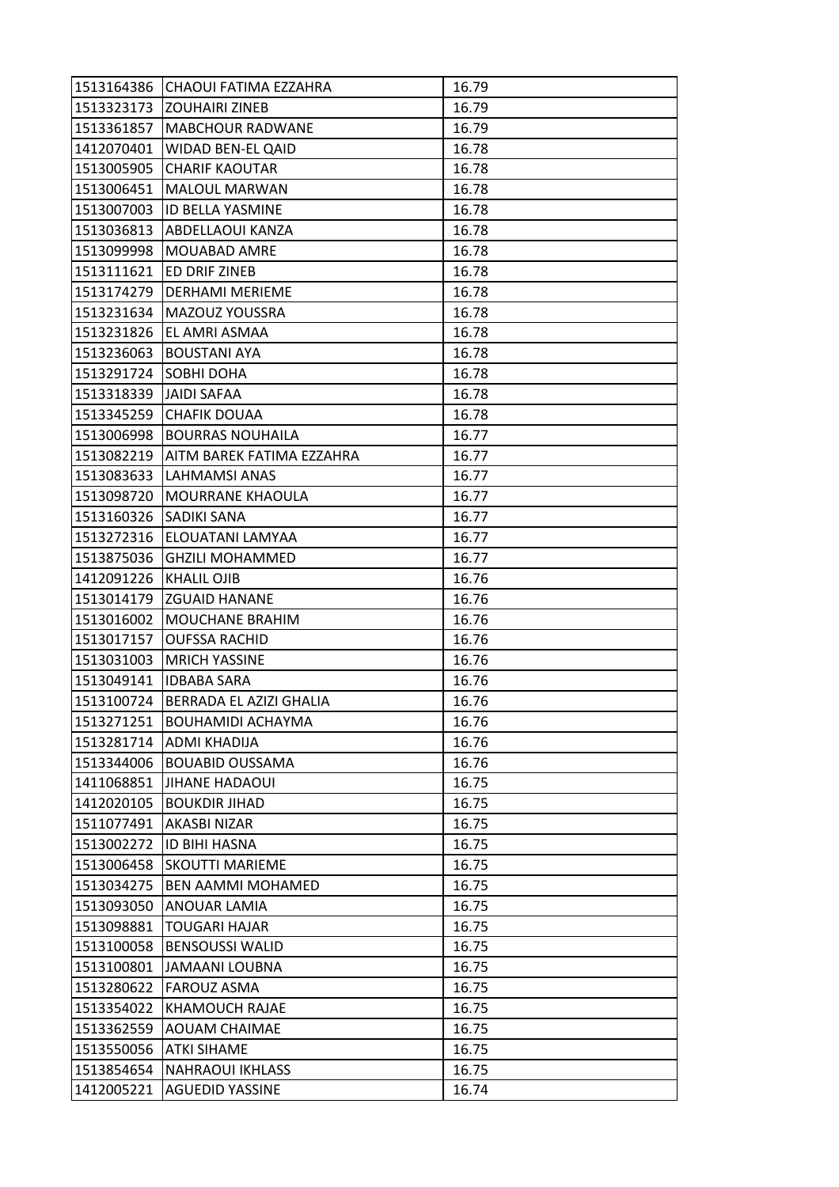| 1513164386 | CHAOUI FATIMA EZZAHRA | 16.79 |
|---|---|---|
| 1513323173 | ZOUHAIRI ZINEB | 16.79 |
| 1513361857 | MABCHOUR RADWANE | 16.79 |
| 1412070401 | WIDAD BEN-EL QAID | 16.78 |
| 1513005905 | CHARIF KAOUTAR | 16.78 |
| 1513006451 | MALOUL MARWAN | 16.78 |
| 1513007003 | ID BELLA YASMINE | 16.78 |
| 1513036813 | ABDELLAOUI KANZA | 16.78 |
| 1513099998 | MOUABAD AMRE | 16.78 |
| 1513111621 | ED DRIF ZINEB | 16.78 |
| 1513174279 | DERHAMI MERIEME | 16.78 |
| 1513231634 | MAZOUZ YOUSSRA | 16.78 |
| 1513231826 | EL AMRI ASMAA | 16.78 |
| 1513236063 | BOUSTANI AYA | 16.78 |
| 1513291724 | SOBHI DOHA | 16.78 |
| 1513318339 | JAIDI SAFAA | 16.78 |
| 1513345259 | CHAFIK DOUAA | 16.78 |
| 1513006998 | BOURRAS NOUHAILA | 16.77 |
| 1513082219 | AITM BAREK FATIMA EZZAHRA | 16.77 |
| 1513083633 | LAHMAMSI ANAS | 16.77 |
| 1513098720 | MOURRANE KHAOULA | 16.77 |
| 1513160326 | SADIKI SANA | 16.77 |
| 1513272316 | ELOUATANI LAMYAA | 16.77 |
| 1513875036 | GHZILI MOHAMMED | 16.77 |
| 1412091226 | KHALIL OJIB | 16.76 |
| 1513014179 | ZGUAID HANANE | 16.76 |
| 1513016002 | MOUCHANE BRAHIM | 16.76 |
| 1513017157 | OUFSSA RACHID | 16.76 |
| 1513031003 | MRICH YASSINE | 16.76 |
| 1513049141 | IDBABA SARA | 16.76 |
| 1513100724 | BERRADA EL AZIZI GHALIA | 16.76 |
| 1513271251 | BOUHAMIDI ACHAYMA | 16.76 |
| 1513281714 | ADMI KHADIJA | 16.76 |
| 1513344006 | BOUABID OUSSAMA | 16.76 |
| 1411068851 | JIHANE HADAOUI | 16.75 |
| 1412020105 | BOUKDIR JIHAD | 16.75 |
| 1511077491 | AKASBI NIZAR | 16.75 |
| 1513002272 | ID BIHI HASNA | 16.75 |
| 1513006458 | SKOUTTI MARIEME | 16.75 |
| 1513034275 | BEN AAMMI MOHAMED | 16.75 |
| 1513093050 | ANOUAR LAMIA | 16.75 |
| 1513098881 | TOUGARI HAJAR | 16.75 |
| 1513100058 | BENSOUSSI WALID | 16.75 |
| 1513100801 | JAMAANI LOUBNA | 16.75 |
| 1513280622 | FAROUZ ASMA | 16.75 |
| 1513354022 | KHAMOUCH RAJAE | 16.75 |
| 1513362559 | AOUAM CHAIMAE | 16.75 |
| 1513550056 | ATKI SIHAME | 16.75 |
| 1513854654 | NAHRAOUI IKHLASS | 16.75 |
| 1412005221 | AGUEDID YASSINE | 16.74 |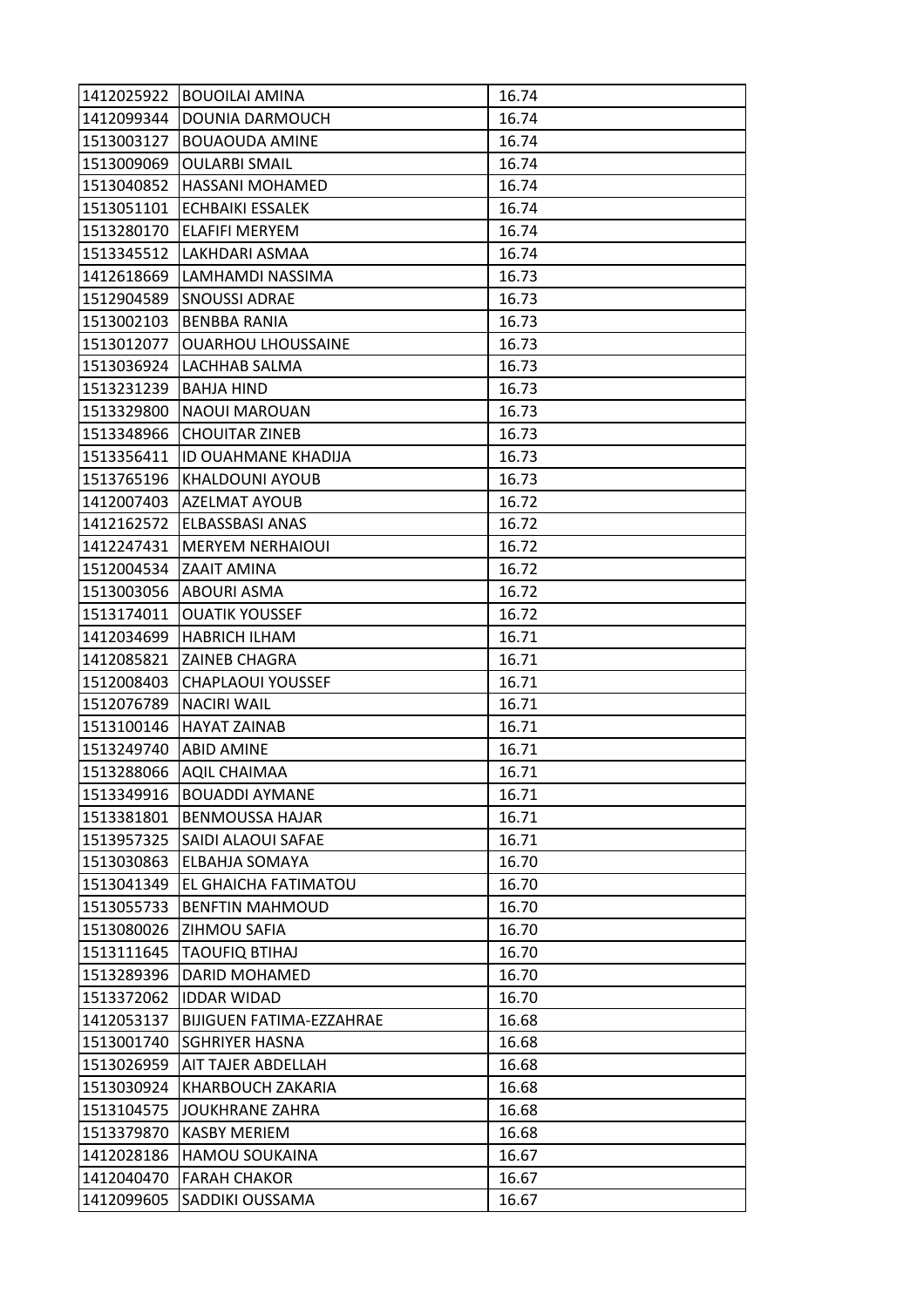| 1412025922 | BOUOILAI AMINA | 16.74 |
|---|---|---|
| 1412099344 | DOUNIA DARMOUCH | 16.74 |
| 1513003127 | BOUAOUDA AMINE | 16.74 |
| 1513009069 | OULARBI SMAIL | 16.74 |
| 1513040852 | HASSANI MOHAMED | 16.74 |
| 1513051101 | ECHBAIKI ESSALEK | 16.74 |
| 1513280170 | ELAFIFI MERYEM | 16.74 |
| 1513345512 | LAKHDARI ASMAA | 16.74 |
| 1412618669 | LAMHAMDI NASSIMA | 16.73 |
| 1512904589 | SNOUSSI ADRAE | 16.73 |
| 1513002103 | BENBBA RANIA | 16.73 |
| 1513012077 | OUARHOU LHOUSSAINE | 16.73 |
| 1513036924 | LACHHAB SALMA | 16.73 |
| 1513231239 | BAHJA HIND | 16.73 |
| 1513329800 | NAOUI MAROUAN | 16.73 |
| 1513348966 | CHOUITAR ZINEB | 16.73 |
| 1513356411 | ID OUAHMANE KHADIJA | 16.73 |
| 1513765196 | KHALDOUNI AYOUB | 16.73 |
| 1412007403 | AZELMAT AYOUB | 16.72 |
| 1412162572 | ELBASSBASI ANAS | 16.72 |
| 1412247431 | MERYEM NERHAIOUI | 16.72 |
| 1512004534 | ZAAIT AMINA | 16.72 |
| 1513003056 | ABOURI ASMA | 16.72 |
| 1513174011 | OUATIK YOUSSEF | 16.72 |
| 1412034699 | HABRICH ILHAM | 16.71 |
| 1412085821 | ZAINEB CHAGRA | 16.71 |
| 1512008403 | CHAPLAOUI YOUSSEF | 16.71 |
| 1512076789 | NACIRI WAIL | 16.71 |
| 1513100146 | HAYAT ZAINAB | 16.71 |
| 1513249740 | ABID AMINE | 16.71 |
| 1513288066 | AQIL CHAIMAA | 16.71 |
| 1513349916 | BOUADDI AYMANE | 16.71 |
| 1513381801 | BENMOUSSA HAJAR | 16.71 |
| 1513957325 | SAIDI ALAOUI SAFAE | 16.71 |
| 1513030863 | ELBAHJA SOMAYA | 16.70 |
| 1513041349 | EL GHAICHA FATIMATOU | 16.70 |
| 1513055733 | BENFTIN MAHMOUD | 16.70 |
| 1513080026 | ZIHMOU SAFIA | 16.70 |
| 1513111645 | TAOUFIQ BTIHAJ | 16.70 |
| 1513289396 | DARID MOHAMED | 16.70 |
| 1513372062 | IDDAR WIDAD | 16.70 |
| 1412053137 | BIJIGUEN FATIMA-EZZAHRAE | 16.68 |
| 1513001740 | SGHRIYER HASNA | 16.68 |
| 1513026959 | AIT TAJER ABDELLAH | 16.68 |
| 1513030924 | KHARBOUCH ZAKARIA | 16.68 |
| 1513104575 | JOUKHRANE ZAHRA | 16.68 |
| 1513379870 | KASBY MERIEM | 16.68 |
| 1412028186 | HAMOU SOUKAINA | 16.67 |
| 1412040470 | FARAH CHAKOR | 16.67 |
| 1412099605 | SADDIKI OUSSAMA | 16.67 |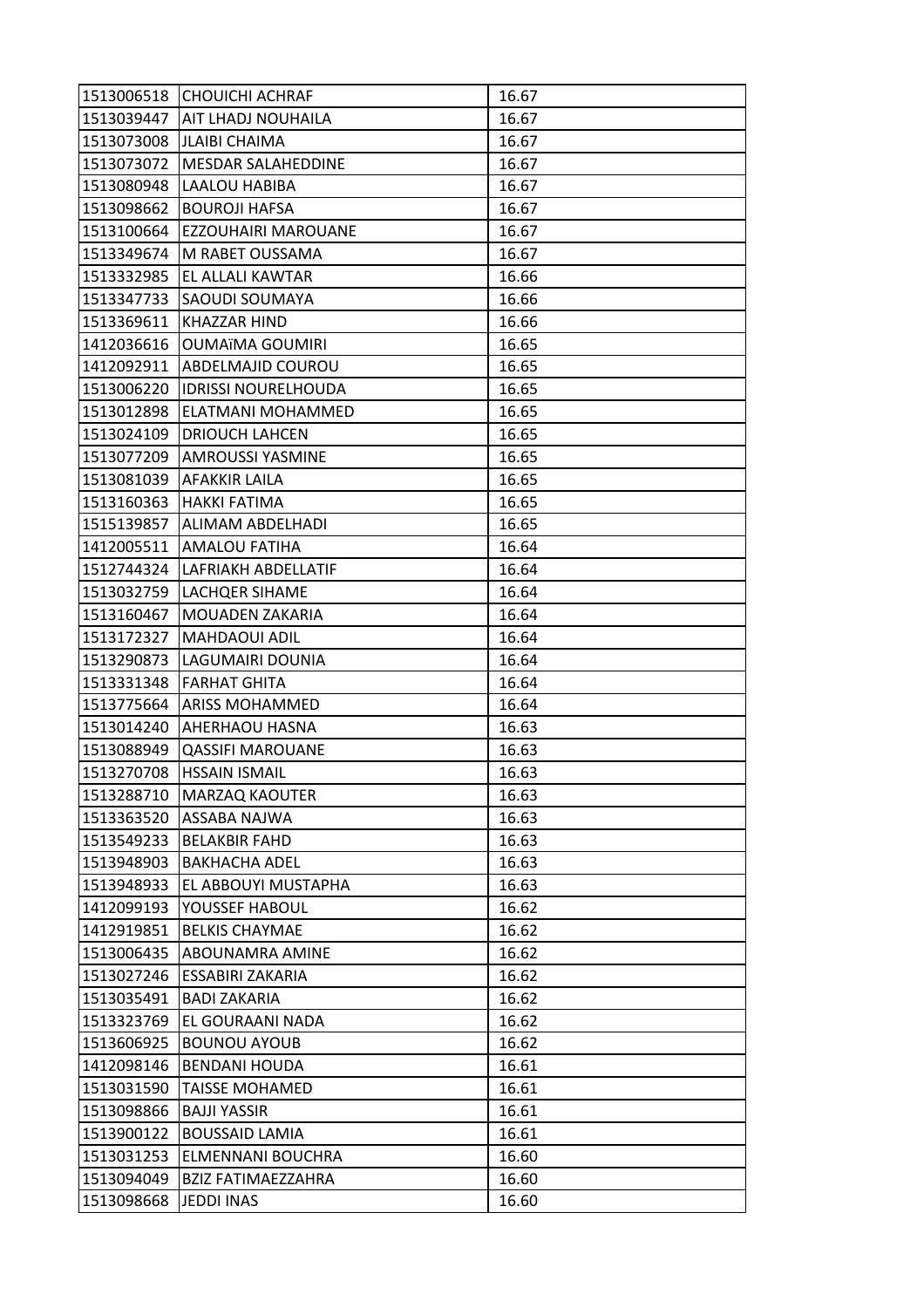| | | |
|---|---|---|
| 1513006518 | CHOUICHI ACHRAF | 16.67 |
| 1513039447 | AIT LHADJ NOUHAILA | 16.67 |
| 1513073008 | JLAIBI CHAIMA | 16.67 |
| 1513073072 | MESDAR SALAHEDDINE | 16.67 |
| 1513080948 | LAALOU HABIBA | 16.67 |
| 1513098662 | BOUROJI HAFSA | 16.67 |
| 1513100664 | EZZOUHAIRI MAROUANE | 16.67 |
| 1513349674 | M RABET OUSSAMA | 16.67 |
| 1513332985 | EL ALLALI KAWTAR | 16.66 |
| 1513347733 | SAOUDI SOUMAYA | 16.66 |
| 1513369611 | KHAZZAR HIND | 16.66 |
| 1412036616 | OUMAïMA GOUMIRI | 16.65 |
| 1412092911 | ABDELMAJID COUROU | 16.65 |
| 1513006220 | IDRISSI NOURELHOUDA | 16.65 |
| 1513012898 | ELATMANI MOHAMMED | 16.65 |
| 1513024109 | DRIOUCH LAHCEN | 16.65 |
| 1513077209 | AMROUSSI YASMINE | 16.65 |
| 1513081039 | AFAKKIR LAILA | 16.65 |
| 1513160363 | HAKKI FATIMA | 16.65 |
| 1515139857 | ALIMAM ABDELHADI | 16.65 |
| 1412005511 | AMALOU FATIHA | 16.64 |
| 1512744324 | LAFRIAKH ABDELLATIF | 16.64 |
| 1513032759 | LACHQER SIHAME | 16.64 |
| 1513160467 | MOUADEN ZAKARIA | 16.64 |
| 1513172327 | MAHDAOUI ADIL | 16.64 |
| 1513290873 | LAGUMAIRI DOUNIA | 16.64 |
| 1513331348 | FARHAT GHITA | 16.64 |
| 1513775664 | ARISS MOHAMMED | 16.64 |
| 1513014240 | AHERHAOU HASNA | 16.63 |
| 1513088949 | QASSIFI MAROUANE | 16.63 |
| 1513270708 | HSSAIN ISMAIL | 16.63 |
| 1513288710 | MARZAQ KAOUTER | 16.63 |
| 1513363520 | ASSABA NAJWA | 16.63 |
| 1513549233 | BELAKBIR FAHD | 16.63 |
| 1513948903 | BAKHACHA ADEL | 16.63 |
| 1513948933 | EL ABBOUYI MUSTAPHA | 16.63 |
| 1412099193 | YOUSSEF HABOUL | 16.62 |
| 1412919851 | BELKIS CHAYMAE | 16.62 |
| 1513006435 | ABOUNAMRA AMINE | 16.62 |
| 1513027246 | ESSABIRI ZAKARIA | 16.62 |
| 1513035491 | BADI ZAKARIA | 16.62 |
| 1513323769 | EL GOURAANI NADA | 16.62 |
| 1513606925 | BOUNOU AYOUB | 16.62 |
| 1412098146 | BENDANI HOUDA | 16.61 |
| 1513031590 | TAISSE MOHAMED | 16.61 |
| 1513098866 | BAJJI YASSIR | 16.61 |
| 1513900122 | BOUSSAID LAMIA | 16.61 |
| 1513031253 | ELMENNANI BOUCHRA | 16.60 |
| 1513094049 | BZIZ FATIMAEZZAHRA | 16.60 |
| 1513098668 | JEDDI INAS | 16.60 |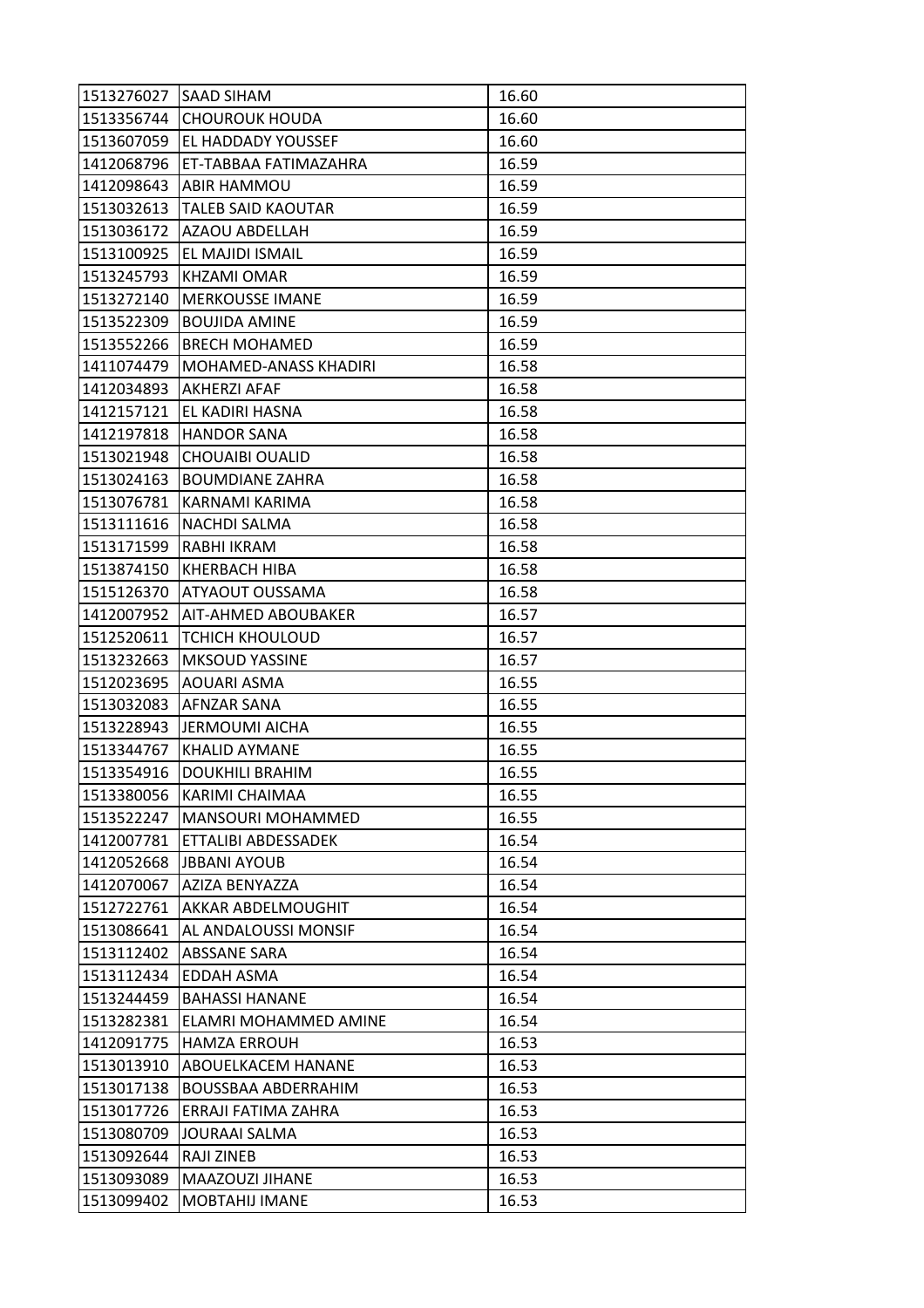| 1513276027 | SAAD SIHAM | 16.60 |
|---|---|---|
| 1513356744 | CHOUROUK HOUDA | 16.60 |
| 1513607059 | EL HADDADY YOUSSEF | 16.60 |
| 1412068796 | ET-TABBAA FATIMAZAHRA | 16.59 |
| 1412098643 | ABIR HAMMOU | 16.59 |
| 1513032613 | TALEB SAID KAOUTAR | 16.59 |
| 1513036172 | AZAOU ABDELLAH | 16.59 |
| 1513100925 | EL MAJIDI ISMAIL | 16.59 |
| 1513245793 | KHZAMI OMAR | 16.59 |
| 1513272140 | MERKOUSSE IMANE | 16.59 |
| 1513522309 | BOUJIDA AMINE | 16.59 |
| 1513552266 | BRECH MOHAMED | 16.59 |
| 1411074479 | MOHAMED-ANASS KHADIRI | 16.58 |
| 1412034893 | AKHERZI AFAF | 16.58 |
| 1412157121 | EL KADIRI HASNA | 16.58 |
| 1412197818 | HANDOR SANA | 16.58 |
| 1513021948 | CHOUAIBI OUALID | 16.58 |
| 1513024163 | BOUMDIANE ZAHRA | 16.58 |
| 1513076781 | KARNAMI KARIMA | 16.58 |
| 1513111616 | NACHDI SALMA | 16.58 |
| 1513171599 | RABHI IKRAM | 16.58 |
| 1513874150 | KHERBACH HIBA | 16.58 |
| 1515126370 | ATYAOUT OUSSAMA | 16.58 |
| 1412007952 | AIT-AHMED ABOUBAKER | 16.57 |
| 1512520611 | TCHICH KHOULOUD | 16.57 |
| 1513232663 | MKSOUD YASSINE | 16.57 |
| 1512023695 | AOUARI ASMA | 16.55 |
| 1513032083 | AFNZAR SANA | 16.55 |
| 1513228943 | JERMOUMI AICHA | 16.55 |
| 1513344767 | KHALID AYMANE | 16.55 |
| 1513354916 | DOUKHILI BRAHIM | 16.55 |
| 1513380056 | KARIMI CHAIMAA | 16.55 |
| 1513522247 | MANSOURI MOHAMMED | 16.55 |
| 1412007781 | ETTALIBI ABDESSADEK | 16.54 |
| 1412052668 | JBBANI AYOUB | 16.54 |
| 1412070067 | AZIZA BENYAZZA | 16.54 |
| 1512722761 | AKKAR ABDELMOUGHIT | 16.54 |
| 1513086641 | AL ANDALOUSSI MONSIF | 16.54 |
| 1513112402 | ABSSANE SARA | 16.54 |
| 1513112434 | EDDAH ASMA | 16.54 |
| 1513244459 | BAHASSI HANANE | 16.54 |
| 1513282381 | ELAMRI MOHAMMED AMINE | 16.54 |
| 1412091775 | HAMZA ERROUH | 16.53 |
| 1513013910 | ABOUELKACEM HANANE | 16.53 |
| 1513017138 | BOUSSBAA ABDERRAHIM | 16.53 |
| 1513017726 | ERRAJI FATIMA ZAHRA | 16.53 |
| 1513080709 | JOURAAI SALMA | 16.53 |
| 1513092644 | RAJI ZINEB | 16.53 |
| 1513093089 | MAAZOUZI JIHANE | 16.53 |
| 1513099402 | MOBTAHIJ IMANE | 16.53 |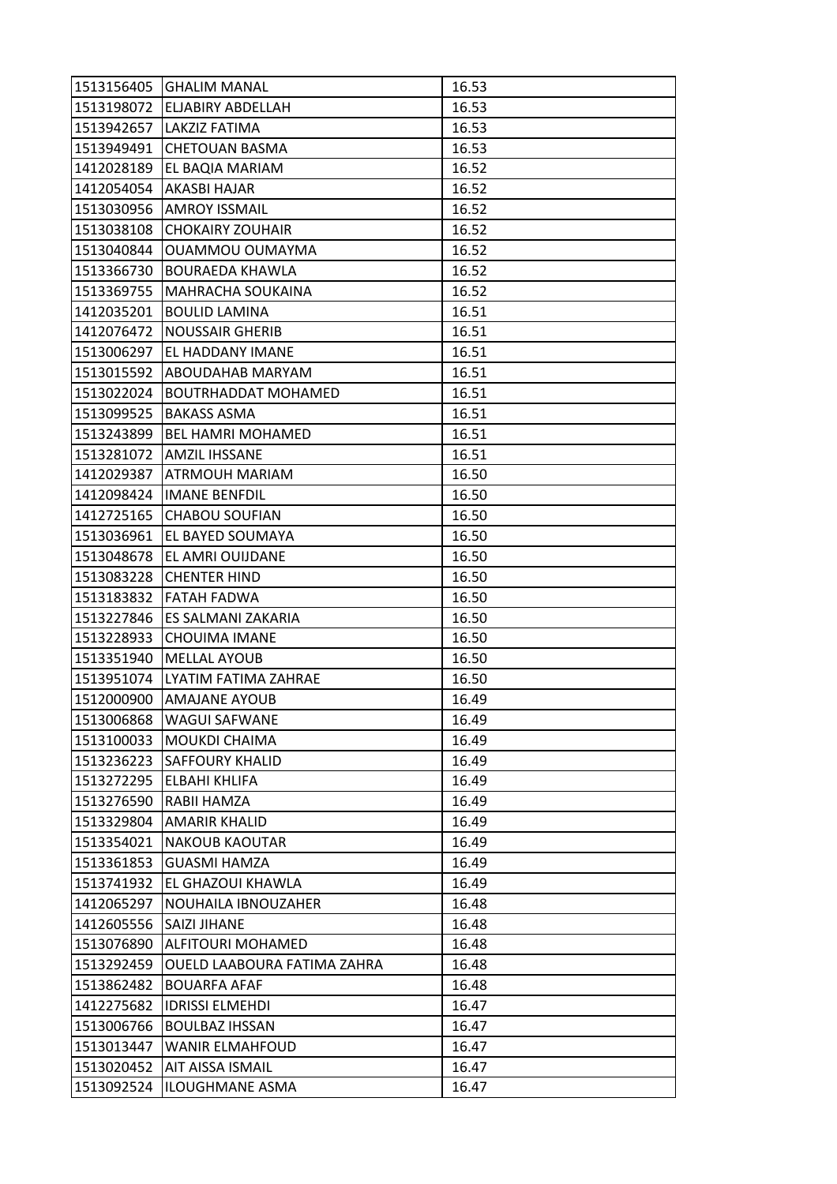| | | |
|---|---|---|
| 1513156405 | GHALIM MANAL | 16.53 |
| 1513198072 | ELJABIRY ABDELLAH | 16.53 |
| 1513942657 | LAKZIZ FATIMA | 16.53 |
| 1513949491 | CHETOUAN BASMA | 16.53 |
| 1412028189 | EL BAQIA MARIAM | 16.52 |
| 1412054054 | AKASBI HAJAR | 16.52 |
| 1513030956 | AMROY ISSMAIL | 16.52 |
| 1513038108 | CHOKAIRY ZOUHAIR | 16.52 |
| 1513040844 | OUAMMOU OUMAYMA | 16.52 |
| 1513366730 | BOURAEDA KHAWLA | 16.52 |
| 1513369755 | MAHRACHA SOUKAINA | 16.52 |
| 1412035201 | BOULID LAMINA | 16.51 |
| 1412076472 | NOUSSAIR GHERIB | 16.51 |
| 1513006297 | EL HADDANY IMANE | 16.51 |
| 1513015592 | ABOUDAHAB MARYAM | 16.51 |
| 1513022024 | BOUTRHADDAT MOHAMED | 16.51 |
| 1513099525 | BAKASS ASMA | 16.51 |
| 1513243899 | BEL HAMRI MOHAMED | 16.51 |
| 1513281072 | AMZIL IHSSANE | 16.51 |
| 1412029387 | ATRMOUH MARIAM | 16.50 |
| 1412098424 | IMANE BENFDIL | 16.50 |
| 1412725165 | CHABOU SOUFIAN | 16.50 |
| 1513036961 | EL BAYED SOUMAYA | 16.50 |
| 1513048678 | EL AMRI OUIJDANE | 16.50 |
| 1513083228 | CHENTER HIND | 16.50 |
| 1513183832 | FATAH FADWA | 16.50 |
| 1513227846 | ES SALMANI ZAKARIA | 16.50 |
| 1513228933 | CHOUIMA IMANE | 16.50 |
| 1513351940 | MELLAL AYOUB | 16.50 |
| 1513951074 | LYATIM FATIMA ZAHRAE | 16.50 |
| 1512000900 | AMAJANE AYOUB | 16.49 |
| 1513006868 | WAGUI SAFWANE | 16.49 |
| 1513100033 | MOUKDI CHAIMA | 16.49 |
| 1513236223 | SAFFOURY KHALID | 16.49 |
| 1513272295 | ELBAHI KHLIFA | 16.49 |
| 1513276590 | RABII HAMZA | 16.49 |
| 1513329804 | AMARIR KHALID | 16.49 |
| 1513354021 | NAKOUB KAOUTAR | 16.49 |
| 1513361853 | GUASMI HAMZA | 16.49 |
| 1513741932 | EL GHAZOUI KHAWLA | 16.49 |
| 1412065297 | NOUHAILA IBNOUZAHER | 16.48 |
| 1412605556 | SAIZI JIHANE | 16.48 |
| 1513076890 | ALFITOURI MOHAMED | 16.48 |
| 1513292459 | OUELD LAABOURA FATIMA ZAHRA | 16.48 |
| 1513862482 | BOUARFA AFAF | 16.48 |
| 1412275682 | IDRISSI ELMEHDI | 16.47 |
| 1513006766 | BOULBAZ IHSSAN | 16.47 |
| 1513013447 | WANIR ELMAHFOUD | 16.47 |
| 1513020452 | AIT AISSA ISMAIL | 16.47 |
| 1513092524 | ILOUGHMANE ASMA | 16.47 |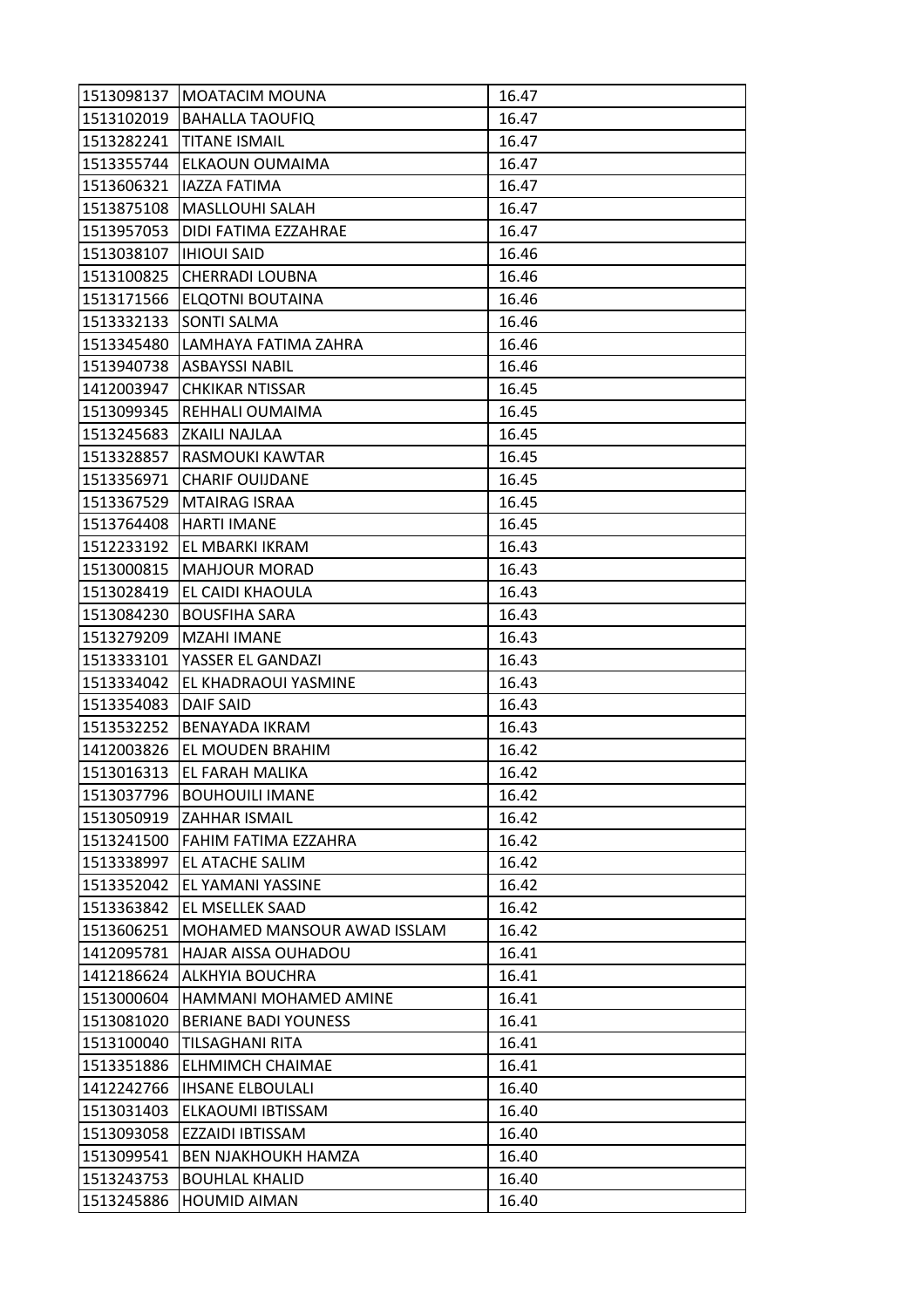| | | |
|---|---|---|
| 1513098137 | MOATACIM MOUNA | 16.47 |
| 1513102019 | BAHALLA TAOUFIQ | 16.47 |
| 1513282241 | TITANE ISMAIL | 16.47 |
| 1513355744 | ELKAOUN OUMAIMA | 16.47 |
| 1513606321 | IAZZA FATIMA | 16.47 |
| 1513875108 | MASLLOUHI SALAH | 16.47 |
| 1513957053 | DIDI FATIMA EZZAHRAE | 16.47 |
| 1513038107 | IHIOUI SAID | 16.46 |
| 1513100825 | CHERRADI LOUBNA | 16.46 |
| 1513171566 | ELQOTNI BOUTAINA | 16.46 |
| 1513332133 | SONTI SALMA | 16.46 |
| 1513345480 | LAMHAYA FATIMA ZAHRA | 16.46 |
| 1513940738 | ASBAYSSI NABIL | 16.46 |
| 1412003947 | CHKIKAR NTISSAR | 16.45 |
| 1513099345 | REHHALI OUMAIMA | 16.45 |
| 1513245683 | ZKAILI NAJLAA | 16.45 |
| 1513328857 | RASMOUKI KAWTAR | 16.45 |
| 1513356971 | CHARIF OUIJDANE | 16.45 |
| 1513367529 | MTAIRAG ISRAA | 16.45 |
| 1513764408 | HARTI IMANE | 16.45 |
| 1512233192 | EL MBARKI IKRAM | 16.43 |
| 1513000815 | MAHJOUR MORAD | 16.43 |
| 1513028419 | EL CAIDI KHAOULA | 16.43 |
| 1513084230 | BOUSFIHA SARA | 16.43 |
| 1513279209 | MZAHI IMANE | 16.43 |
| 1513333101 | YASSER EL GANDAZI | 16.43 |
| 1513334042 | EL KHADRAOUI YASMINE | 16.43 |
| 1513354083 | DAIF SAID | 16.43 |
| 1513532252 | BENAYADA IKRAM | 16.43 |
| 1412003826 | EL MOUDEN BRAHIM | 16.42 |
| 1513016313 | EL FARAH MALIKA | 16.42 |
| 1513037796 | BOUHOUILI IMANE | 16.42 |
| 1513050919 | ZAHHAR ISMAIL | 16.42 |
| 1513241500 | FAHIM FATIMA EZZAHRA | 16.42 |
| 1513338997 | EL ATACHE SALIM | 16.42 |
| 1513352042 | EL YAMANI YASSINE | 16.42 |
| 1513363842 | EL MSELLEK SAAD | 16.42 |
| 1513606251 | MOHAMED MANSOUR AWAD ISSLAM | 16.42 |
| 1412095781 | HAJAR AISSA OUHADOU | 16.41 |
| 1412186624 | ALKHYIA BOUCHRA | 16.41 |
| 1513000604 | HAMMANI MOHAMED AMINE | 16.41 |
| 1513081020 | BERIANE BADI YOUNESS | 16.41 |
| 1513100040 | TILSAGHANI RITA | 16.41 |
| 1513351886 | ELHMIMCH CHAIMAE | 16.41 |
| 1412242766 | IHSANE ELBOULALI | 16.40 |
| 1513031403 | ELKAOUMI IBTISSAM | 16.40 |
| 1513093058 | EZZAIDI IBTISSAM | 16.40 |
| 1513099541 | BEN NJAKHOUKH HAMZA | 16.40 |
| 1513243753 | BOUHLAL KHALID | 16.40 |
| 1513245886 | HOUMID AIMAN | 16.40 |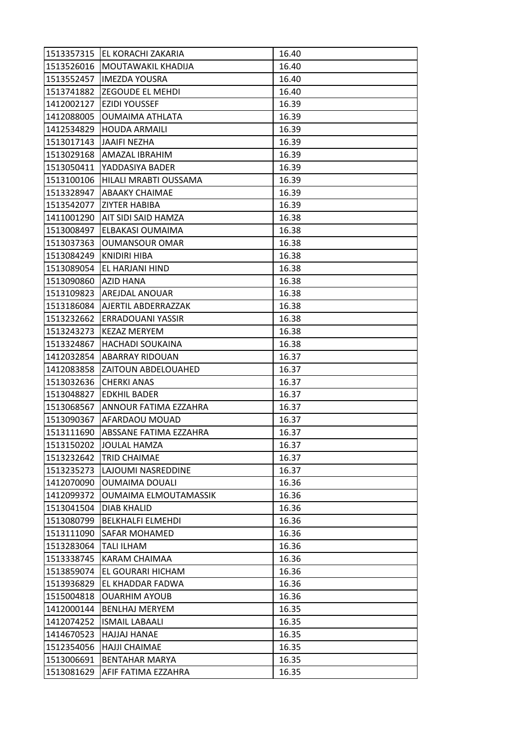| | | |
|---|---|---|
| 1513357315 | EL KORACHI ZAKARIA | 16.40 |
| 1513526016 | MOUTAWAKIL KHADIJA | 16.40 |
| 1513552457 | IMEZDA YOUSRA | 16.40 |
| 1513741882 | ZEGOUDE EL MEHDI | 16.40 |
| 1412002127 | EZIDI YOUSSEF | 16.39 |
| 1412088005 | OUMAIMA ATHLATA | 16.39 |
| 1412534829 | HOUDA ARMAILI | 16.39 |
| 1513017143 | JAAIFI NEZHA | 16.39 |
| 1513029168 | AMAZAL IBRAHIM | 16.39 |
| 1513050411 | YADDASIYA BADER | 16.39 |
| 1513100106 | HILALI MRABTI OUSSAMA | 16.39 |
| 1513328947 | ABAAKY CHAIMAE | 16.39 |
| 1513542077 | ZIYTER HABIBA | 16.39 |
| 1411001290 | AIT SIDI SAID HAMZA | 16.38 |
| 1513008497 | ELBAKASI OUMAIMA | 16.38 |
| 1513037363 | OUMANSOUR OMAR | 16.38 |
| 1513084249 | KNIDIRI HIBA | 16.38 |
| 1513089054 | EL HARJANI HIND | 16.38 |
| 1513090860 | AZID HANA | 16.38 |
| 1513109823 | AREJDAL ANOUAR | 16.38 |
| 1513186084 | AJERTIL ABDERRAZZAK | 16.38 |
| 1513232662 | ERRADOUANI YASSIR | 16.38 |
| 1513243273 | KEZAZ MERYEM | 16.38 |
| 1513324867 | HACHADI SOUKAINA | 16.38 |
| 1412032854 | ABARRAY RIDOUAN | 16.37 |
| 1412083858 | ZAITOUN ABDELOUAHED | 16.37 |
| 1513032636 | CHERKI ANAS | 16.37 |
| 1513048827 | EDKHIL BADER | 16.37 |
| 1513068567 | ANNOUR FATIMA EZZAHRA | 16.37 |
| 1513090367 | AFARDAOU MOUAD | 16.37 |
| 1513111690 | ABSSANE FATIMA EZZAHRA | 16.37 |
| 1513150202 | JOULAL HAMZA | 16.37 |
| 1513232642 | TRID CHAIMAE | 16.37 |
| 1513235273 | LAJOUMI NASREDDINE | 16.37 |
| 1412070090 | OUMAIMA DOUALI | 16.36 |
| 1412099372 | OUMAIMA ELMOUTAMASSIK | 16.36 |
| 1513041504 | DIAB KHALID | 16.36 |
| 1513080799 | BELKHALFI ELMEHDI | 16.36 |
| 1513111090 | SAFAR MOHAMED | 16.36 |
| 1513283064 | TALI ILHAM | 16.36 |
| 1513338745 | KARAM CHAIMAA | 16.36 |
| 1513859074 | EL GOURARI HICHAM | 16.36 |
| 1513936829 | EL KHADDAR FADWA | 16.36 |
| 1515004818 | OUARHIM AYOUB | 16.36 |
| 1412000144 | BENLHAJ MERYEM | 16.35 |
| 1412074252 | ISMAIL LABAALI | 16.35 |
| 1414670523 | HAJJAJ HANAE | 16.35 |
| 1512354056 | HAJJI CHAIMAE | 16.35 |
| 1513006691 | BENTAHAR MARYA | 16.35 |
| 1513081629 | AFIF FATIMA EZZAHRA | 16.35 |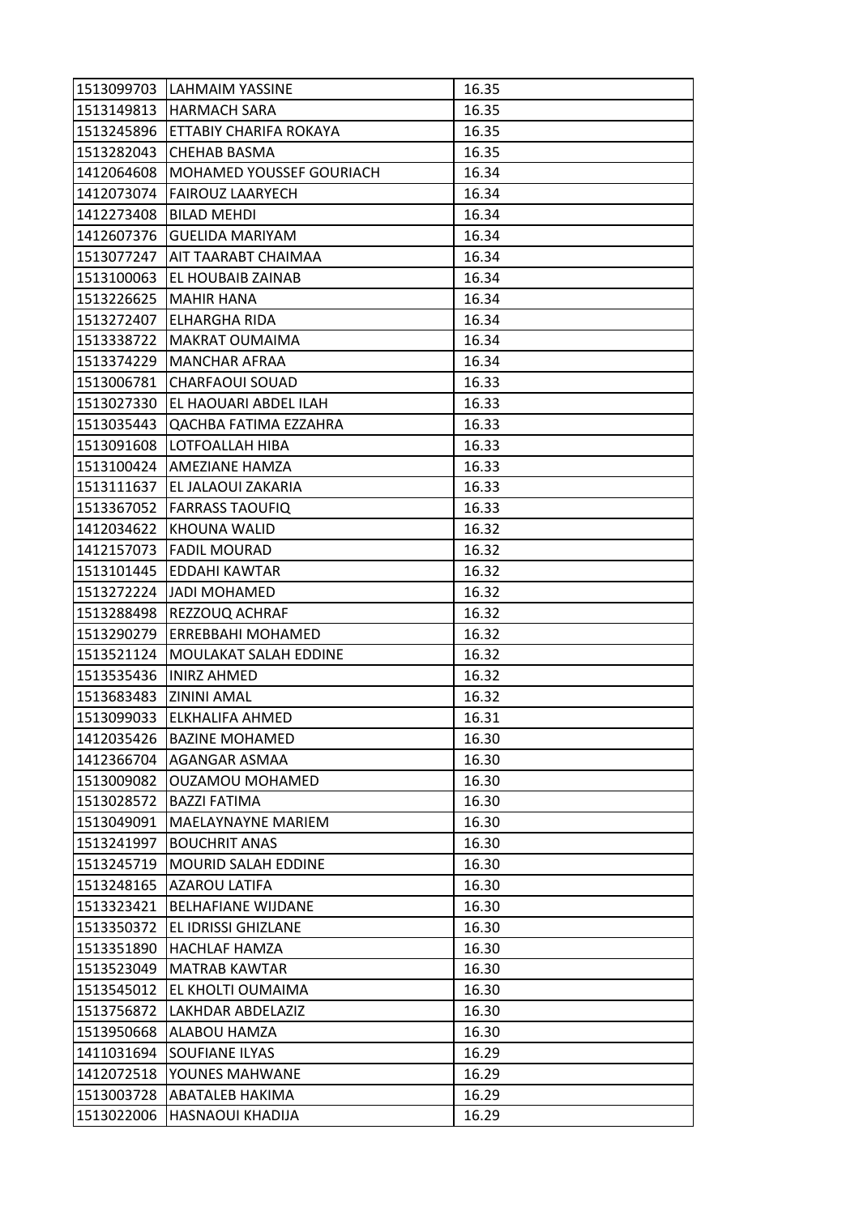| | | |
|---|---|---|
| 1513099703 | LAHMAIM YASSINE | 16.35 |
| 1513149813 | HARMACH SARA | 16.35 |
| 1513245896 | ETTABIY CHARIFA ROKAYA | 16.35 |
| 1513282043 | CHEHAB BASMA | 16.35 |
| 1412064608 | MOHAMED YOUSSEF GOURIACH | 16.34 |
| 1412073074 | FAIROUZ LAARYECH | 16.34 |
| 1412273408 | BILAD MEHDI | 16.34 |
| 1412607376 | GUELIDA MARIYAM | 16.34 |
| 1513077247 | AIT TAARABT CHAIMAA | 16.34 |
| 1513100063 | EL HOUBAIB ZAINAB | 16.34 |
| 1513226625 | MAHIR HANA | 16.34 |
| 1513272407 | ELHARGHA RIDA | 16.34 |
| 1513338722 | MAKRAT OUMAIMA | 16.34 |
| 1513374229 | MANCHAR AFRAA | 16.34 |
| 1513006781 | CHARFAOUI SOUAD | 16.33 |
| 1513027330 | EL HAOUARI ABDEL ILAH | 16.33 |
| 1513035443 | QACHBA FATIMA EZZAHRA | 16.33 |
| 1513091608 | LOTFOALLAH HIBA | 16.33 |
| 1513100424 | AMEZIANE HAMZA | 16.33 |
| 1513111637 | EL JALAOUI ZAKARIA | 16.33 |
| 1513367052 | FARRASS TAOUFIQ | 16.33 |
| 1412034622 | KHOUNA WALID | 16.32 |
| 1412157073 | FADIL MOURAD | 16.32 |
| 1513101445 | EDDAHI KAWTAR | 16.32 |
| 1513272224 | JADI MOHAMED | 16.32 |
| 1513288498 | REZZOUQ ACHRAF | 16.32 |
| 1513290279 | ERREBBAHI MOHAMED | 16.32 |
| 1513521124 | MOULAKAT SALAH EDDINE | 16.32 |
| 1513535436 | INIRZ AHMED | 16.32 |
| 1513683483 | ZININI AMAL | 16.32 |
| 1513099033 | ELKHALIFA AHMED | 16.31 |
| 1412035426 | BAZINE MOHAMED | 16.30 |
| 1412366704 | AGANGAR ASMAA | 16.30 |
| 1513009082 | OUZAMOU MOHAMED | 16.30 |
| 1513028572 | BAZZI FATIMA | 16.30 |
| 1513049091 | MAELAYNAYNE MARIEM | 16.30 |
| 1513241997 | BOUCHRIT ANAS | 16.30 |
| 1513245719 | MOURID SALAH EDDINE | 16.30 |
| 1513248165 | AZAROU LATIFA | 16.30 |
| 1513323421 | BELHAFIANE WIJDANE | 16.30 |
| 1513350372 | EL IDRISSI GHIZLANE | 16.30 |
| 1513351890 | HACHLAF HAMZA | 16.30 |
| 1513523049 | MATRAB KAWTAR | 16.30 |
| 1513545012 | EL KHOLTI OUMAIMA | 16.30 |
| 1513756872 | LAKHDAR ABDELAZIZ | 16.30 |
| 1513950668 | ALABOU HAMZA | 16.30 |
| 1411031694 | SOUFIANE ILYAS | 16.29 |
| 1412072518 | YOUNES MAHWANE | 16.29 |
| 1513003728 | ABATALEB HAKIMA | 16.29 |
| 1513022006 | HASNAOUI KHADIJA | 16.29 |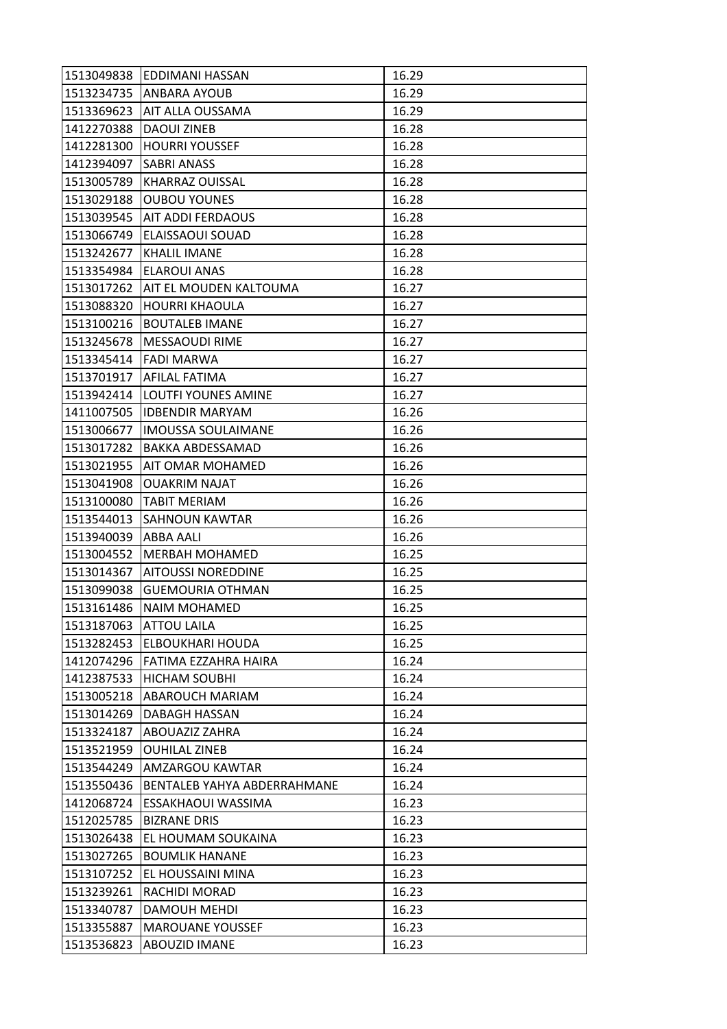| | | |
|---|---|---|
| 1513049838 | EDDIMANI HASSAN | 16.29 |
| 1513234735 | ANBARA AYOUB | 16.29 |
| 1513369623 | AIT ALLA OUSSAMA | 16.29 |
| 1412270388 | DAOUI ZINEB | 16.28 |
| 1412281300 | HOURRI YOUSSEF | 16.28 |
| 1412394097 | SABRI ANASS | 16.28 |
| 1513005789 | KHARRAZ OUISSAL | 16.28 |
| 1513029188 | OUBOU YOUNES | 16.28 |
| 1513039545 | AIT ADDI FERDAOUS | 16.28 |
| 1513066749 | ELAISSAOUI SOUAD | 16.28 |
| 1513242677 | KHALIL IMANE | 16.28 |
| 1513354984 | ELAROUI ANAS | 16.28 |
| 1513017262 | AIT EL MOUDEN KALTOUMA | 16.27 |
| 1513088320 | HOURRI KHAOULA | 16.27 |
| 1513100216 | BOUTALEB IMANE | 16.27 |
| 1513245678 | MESSAOUDI RIME | 16.27 |
| 1513345414 | FADI MARWA | 16.27 |
| 1513701917 | AFILAL FATIMA | 16.27 |
| 1513942414 | LOUTFI YOUNES AMINE | 16.27 |
| 1411007505 | IDBENDIR MARYAM | 16.26 |
| 1513006677 | IMOUSSA SOULAIMANE | 16.26 |
| 1513017282 | BAKKA ABDESSAMAD | 16.26 |
| 1513021955 | AIT OMAR MOHAMED | 16.26 |
| 1513041908 | OUAKRIM NAJAT | 16.26 |
| 1513100080 | TABIT MERIAM | 16.26 |
| 1513544013 | SAHNOUN KAWTAR | 16.26 |
| 1513940039 | ABBA AALI | 16.26 |
| 1513004552 | MERBAH MOHAMED | 16.25 |
| 1513014367 | AITOUSSI NOREDDINE | 16.25 |
| 1513099038 | GUEMOURIA OTHMAN | 16.25 |
| 1513161486 | NAIM MOHAMED | 16.25 |
| 1513187063 | ATTOU LAILA | 16.25 |
| 1513282453 | ELBOUKHARI HOUDA | 16.25 |
| 1412074296 | FATIMA EZZAHRA HAIRA | 16.24 |
| 1412387533 | HICHAM SOUBHI | 16.24 |
| 1513005218 | ABAROUCH MARIAM | 16.24 |
| 1513014269 | DABAGH HASSAN | 16.24 |
| 1513324187 | ABOUAZIZ ZAHRA | 16.24 |
| 1513521959 | OUHILAL ZINEB | 16.24 |
| 1513544249 | AMZARGOU KAWTAR | 16.24 |
| 1513550436 | BENTALEB YAHYA ABDERRAHMANE | 16.24 |
| 1412068724 | ESSAKHAOUI WASSIMA | 16.23 |
| 1512025785 | BIZRANE DRIS | 16.23 |
| 1513026438 | EL HOUMAM SOUKAINA | 16.23 |
| 1513027265 | BOUMLIK HANANE | 16.23 |
| 1513107252 | EL HOUSSAINI MINA | 16.23 |
| 1513239261 | RACHIDI MORAD | 16.23 |
| 1513340787 | DAMOUH MEHDI | 16.23 |
| 1513355887 | MAROUANE YOUSSEF | 16.23 |
| 1513536823 | ABOUZID IMANE | 16.23 |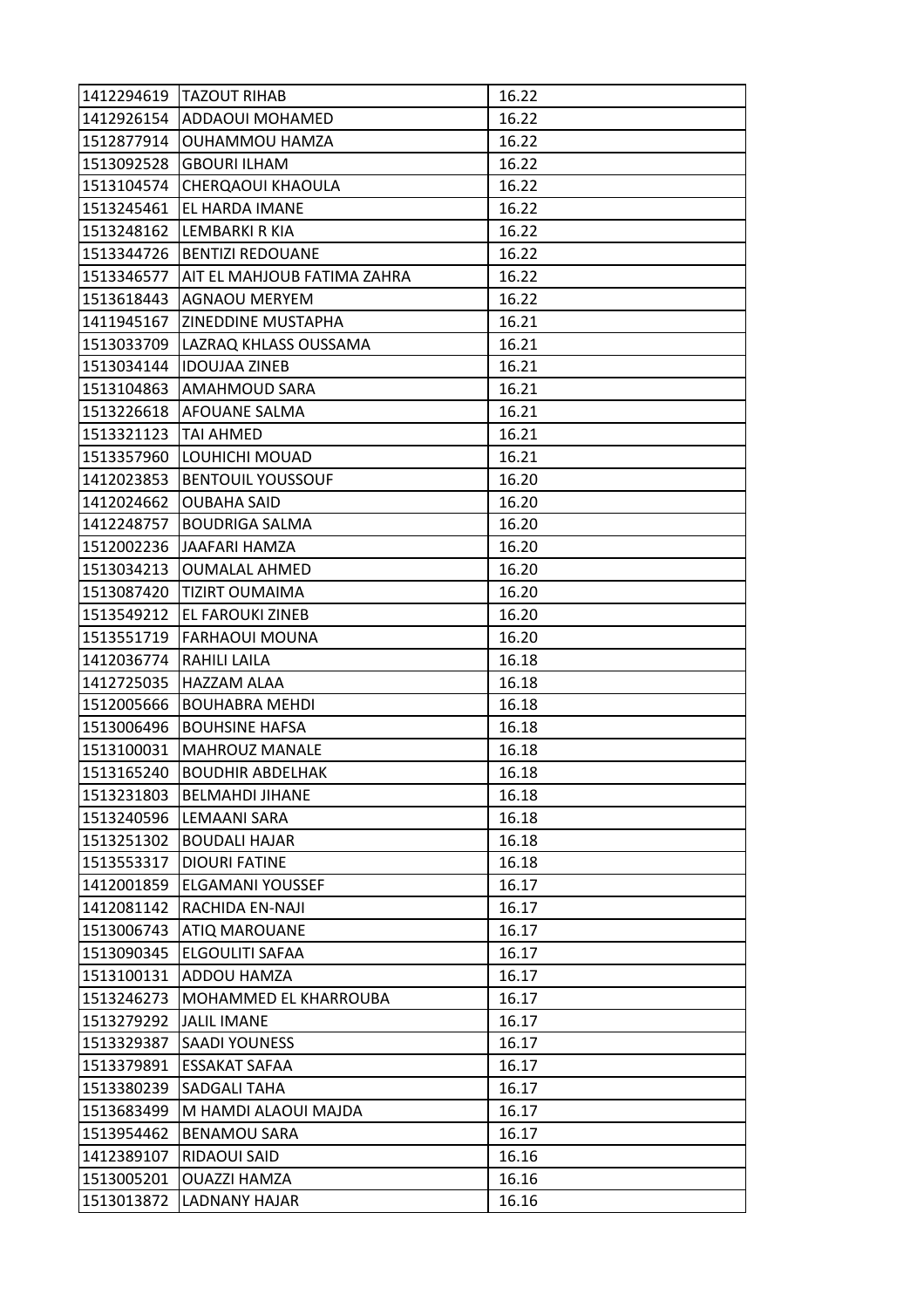| | | |
|---|---|---|
| 1412294619 | TAZOUT RIHAB | 16.22 |
| 1412926154 | ADDAOUI MOHAMED | 16.22 |
| 1512877914 | OUHAMMOU HAMZA | 16.22 |
| 1513092528 | GBOURI ILHAM | 16.22 |
| 1513104574 | CHERQAOUI KHAOULA | 16.22 |
| 1513245461 | EL HARDA IMANE | 16.22 |
| 1513248162 | LEMBARKI R KIA | 16.22 |
| 1513344726 | BENTIZI REDOUANE | 16.22 |
| 1513346577 | AIT EL MAHJOUB FATIMA ZAHRA | 16.22 |
| 1513618443 | AGNAOU MERYEM | 16.22 |
| 1411945167 | ZINEDDINE MUSTAPHA | 16.21 |
| 1513033709 | LAZRAQ KHLASS OUSSAMA | 16.21 |
| 1513034144 | IDOUJAA ZINEB | 16.21 |
| 1513104863 | AMAHMOUD SARA | 16.21 |
| 1513226618 | AFOUANE SALMA | 16.21 |
| 1513321123 | TAI AHMED | 16.21 |
| 1513357960 | LOUHICHI MOUAD | 16.21 |
| 1412023853 | BENTOUIL YOUSSOUF | 16.20 |
| 1412024662 | OUBAHA SAID | 16.20 |
| 1412248757 | BOUDRIGA SALMA | 16.20 |
| 1512002236 | JAAFARI HAMZA | 16.20 |
| 1513034213 | OUMALAL AHMED | 16.20 |
| 1513087420 | TIZIRT OUMAIMA | 16.20 |
| 1513549212 | EL FAROUKI ZINEB | 16.20 |
| 1513551719 | FARHAOUI MOUNA | 16.20 |
| 1412036774 | RAHILI LAILA | 16.18 |
| 1412725035 | HAZZAM ALAA | 16.18 |
| 1512005666 | BOUHABRA MEHDI | 16.18 |
| 1513006496 | BOUHSINE HAFSA | 16.18 |
| 1513100031 | MAHROUZ MANALE | 16.18 |
| 1513165240 | BOUDHIR ABDELHAK | 16.18 |
| 1513231803 | BELMAHDI JIHANE | 16.18 |
| 1513240596 | LEMAANI SARA | 16.18 |
| 1513251302 | BOUDALI HAJAR | 16.18 |
| 1513553317 | DIOURI FATINE | 16.18 |
| 1412001859 | ELGAMANI YOUSSEF | 16.17 |
| 1412081142 | RACHIDA EN-NAJI | 16.17 |
| 1513006743 | ATIQ MAROUANE | 16.17 |
| 1513090345 | ELGOULITI SAFAA | 16.17 |
| 1513100131 | ADDOU HAMZA | 16.17 |
| 1513246273 | MOHAMMED EL KHARROUBA | 16.17 |
| 1513279292 | JALIL IMANE | 16.17 |
| 1513329387 | SAADI YOUNESS | 16.17 |
| 1513379891 | ESSAKAT SAFAA | 16.17 |
| 1513380239 | SADGALI TAHA | 16.17 |
| 1513683499 | M HAMDI ALAOUI MAJDA | 16.17 |
| 1513954462 | BENAMOU SARA | 16.17 |
| 1412389107 | RIDAOUI SAID | 16.16 |
| 1513005201 | OUAZZI HAMZA | 16.16 |
| 1513013872 | LADNANY HAJAR | 16.16 |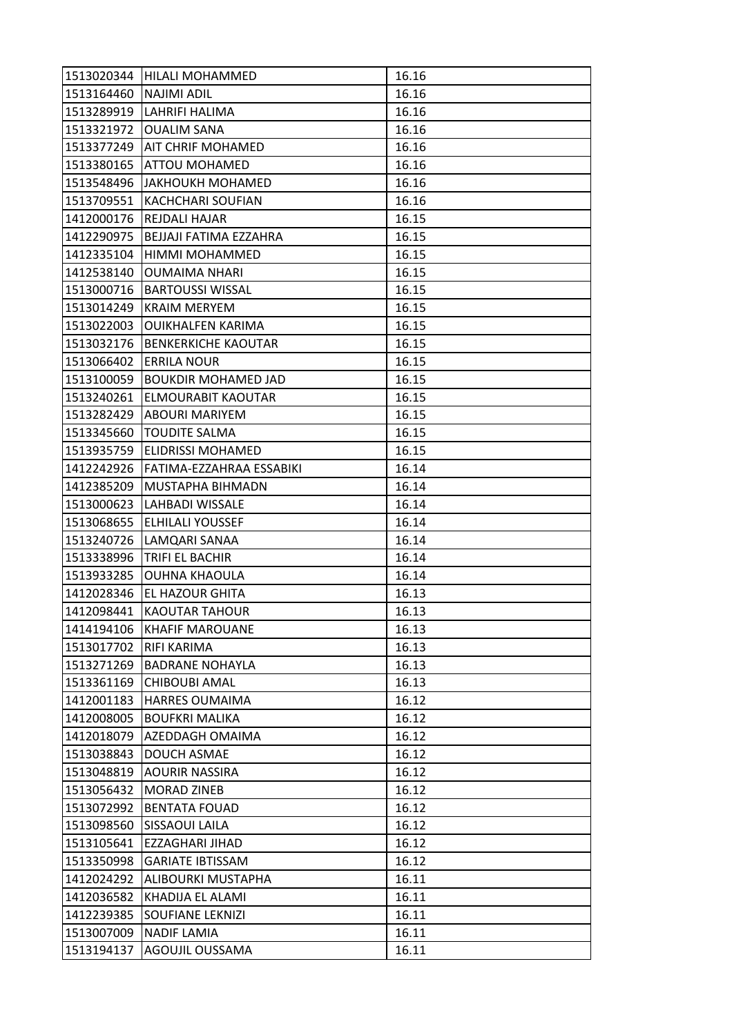| | | |
|---|---|---|
| 1513020344 | HILALI MOHAMMED | 16.16 |
| 1513164460 | NAJIMI ADIL | 16.16 |
| 1513289919 | LAHRIFI HALIMA | 16.16 |
| 1513321972 | OUALIM SANA | 16.16 |
| 1513377249 | AIT CHRIF MOHAMED | 16.16 |
| 1513380165 | ATTOU MOHAMED | 16.16 |
| 1513548496 | JAKHOUKH MOHAMED | 16.16 |
| 1513709551 | KACHCHARI SOUFIAN | 16.16 |
| 1412000176 | REJDALI HAJAR | 16.15 |
| 1412290975 | BEJJAJI FATIMA EZZAHRA | 16.15 |
| 1412335104 | HIMMI MOHAMMED | 16.15 |
| 1412538140 | OUMAIMA NHARI | 16.15 |
| 1513000716 | BARTOUSSI WISSAL | 16.15 |
| 1513014249 | KRAIM MERYEM | 16.15 |
| 1513022003 | OUIKHALFEN KARIMA | 16.15 |
| 1513032176 | BENKERKICHE KAOUTAR | 16.15 |
| 1513066402 | ERRILA NOUR | 16.15 |
| 1513100059 | BOUKDIR MOHAMED JAD | 16.15 |
| 1513240261 | ELMOURABIT KAOUTAR | 16.15 |
| 1513282429 | ABOURI MARIYEM | 16.15 |
| 1513345660 | TOUDITE SALMA | 16.15 |
| 1513935759 | ELIDRISSI MOHAMED | 16.15 |
| 1412242926 | FATIMA-EZZAHRAA ESSABIKI | 16.14 |
| 1412385209 | MUSTAPHA BIHMADN | 16.14 |
| 1513000623 | LAHBADI WISSALE | 16.14 |
| 1513068655 | ELHILALI YOUSSEF | 16.14 |
| 1513240726 | LAMQARI SANAA | 16.14 |
| 1513338996 | TRIFI EL BACHIR | 16.14 |
| 1513933285 | OUHNA KHAOULA | 16.14 |
| 1412028346 | EL HAZOUR GHITA | 16.13 |
| 1412098441 | KAOUTAR TAHOUR | 16.13 |
| 1414194106 | KHAFIF MAROUANE | 16.13 |
| 1513017702 | RIFI KARIMA | 16.13 |
| 1513271269 | BADRANE NOHAYLA | 16.13 |
| 1513361169 | CHIBOUBI AMAL | 16.13 |
| 1412001183 | HARRES OUMAIMA | 16.12 |
| 1412008005 | BOUFKRI MALIKA | 16.12 |
| 1412018079 | AZEDDAGH OMAIMA | 16.12 |
| 1513038843 | DOUCH ASMAE | 16.12 |
| 1513048819 | AOURIR NASSIRA | 16.12 |
| 1513056432 | MORAD ZINEB | 16.12 |
| 1513072992 | BENTATA FOUAD | 16.12 |
| 1513098560 | SISSAOUI LAILA | 16.12 |
| 1513105641 | EZZAGHARI JIHAD | 16.12 |
| 1513350998 | GARIATE IBTISSAM | 16.12 |
| 1412024292 | ALIBOURKI MUSTAPHA | 16.11 |
| 1412036582 | KHADIJA EL ALAMI | 16.11 |
| 1412239385 | SOUFIANE LEKNIZI | 16.11 |
| 1513007009 | NADIF LAMIA | 16.11 |
| 1513194137 | AGOUJIL OUSSAMA | 16.11 |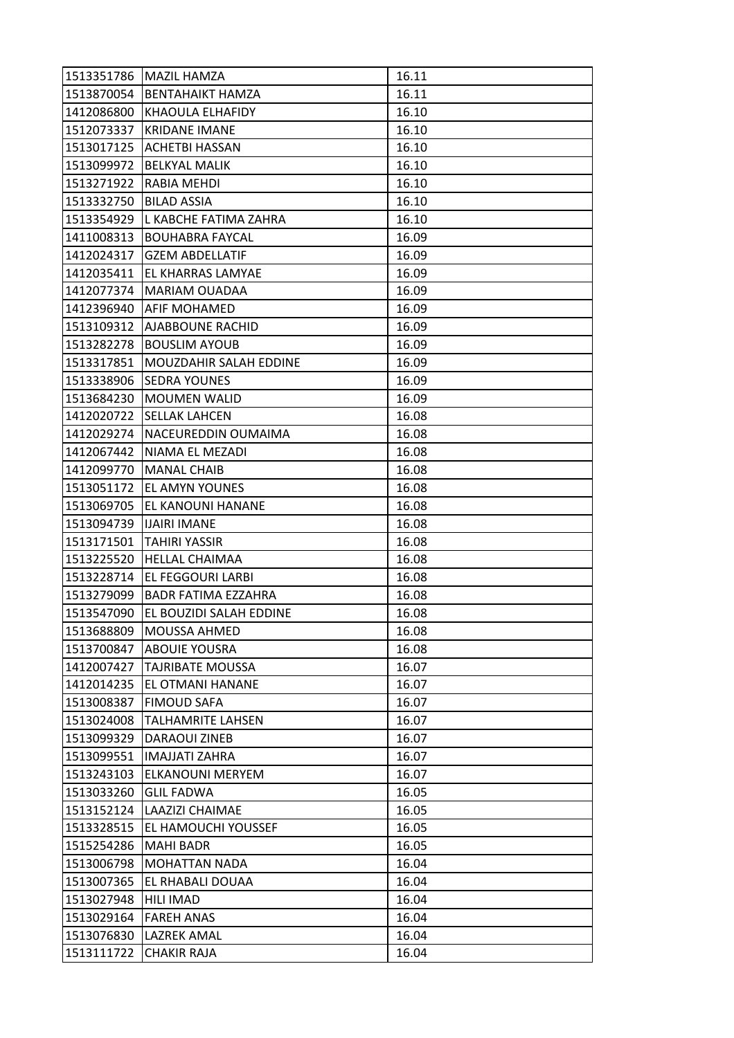| | | |
|---|---|---|
| 1513351786 | MAZIL HAMZA | 16.11 |
| 1513870054 | BENTAHAIKT HAMZA | 16.11 |
| 1412086800 | KHAOULA ELHAFIDY | 16.10 |
| 1512073337 | KRIDANE IMANE | 16.10 |
| 1513017125 | ACHETBI HASSAN | 16.10 |
| 1513099972 | BELKYAL MALIK | 16.10 |
| 1513271922 | RABIA MEHDI | 16.10 |
| 1513332750 | BILAD ASSIA | 16.10 |
| 1513354929 | L KABCHE FATIMA ZAHRA | 16.10 |
| 1411008313 | BOUHABRA FAYCAL | 16.09 |
| 1412024317 | GZEM ABDELLATIF | 16.09 |
| 1412035411 | EL KHARRAS LAMYAE | 16.09 |
| 1412077374 | MARIAM OUADAA | 16.09 |
| 1412396940 | AFIF MOHAMED | 16.09 |
| 1513109312 | AJABBOUNE RACHID | 16.09 |
| 1513282278 | BOUSLIM AYOUB | 16.09 |
| 1513317851 | MOUZDAHIR SALAH EDDINE | 16.09 |
| 1513338906 | SEDRA YOUNES | 16.09 |
| 1513684230 | MOUMEN WALID | 16.09 |
| 1412020722 | SELLAK LAHCEN | 16.08 |
| 1412029274 | NACEUREDDIN OUMAIMA | 16.08 |
| 1412067442 | NIAMA EL MEZADI | 16.08 |
| 1412099770 | MANAL CHAIB | 16.08 |
| 1513051172 | EL AMYN YOUNES | 16.08 |
| 1513069705 | EL KANOUNI HANANE | 16.08 |
| 1513094739 | IJAIRI IMANE | 16.08 |
| 1513171501 | TAHIRI YASSIR | 16.08 |
| 1513225520 | HELLAL CHAIMAA | 16.08 |
| 1513228714 | EL FEGGOURI LARBI | 16.08 |
| 1513279099 | BADR FATIMA EZZAHRA | 16.08 |
| 1513547090 | EL BOUZIDI SALAH EDDINE | 16.08 |
| 1513688809 | MOUSSA AHMED | 16.08 |
| 1513700847 | ABOUIE YOUSRA | 16.08 |
| 1412007427 | TAJRIBATE MOUSSA | 16.07 |
| 1412014235 | EL OTMANI HANANE | 16.07 |
| 1513008387 | FIMOUD SAFA | 16.07 |
| 1513024008 | TALHAMRITE LAHSEN | 16.07 |
| 1513099329 | DARAOUI ZINEB | 16.07 |
| 1513099551 | IMAJJATI ZAHRA | 16.07 |
| 1513243103 | ELKANOUNI MERYEM | 16.07 |
| 1513033260 | GLIL FADWA | 16.05 |
| 1513152124 | LAAZIZI CHAIMAE | 16.05 |
| 1513328515 | EL HAMOUCHI YOUSSEF | 16.05 |
| 1515254286 | MAHI BADR | 16.05 |
| 1513006798 | MOHATTAN NADA | 16.04 |
| 1513007365 | EL RHABALI DOUAA | 16.04 |
| 1513027948 | HILI IMAD | 16.04 |
| 1513029164 | FAREH ANAS | 16.04 |
| 1513076830 | LAZREK AMAL | 16.04 |
| 1513111722 | CHAKIR RAJA | 16.04 |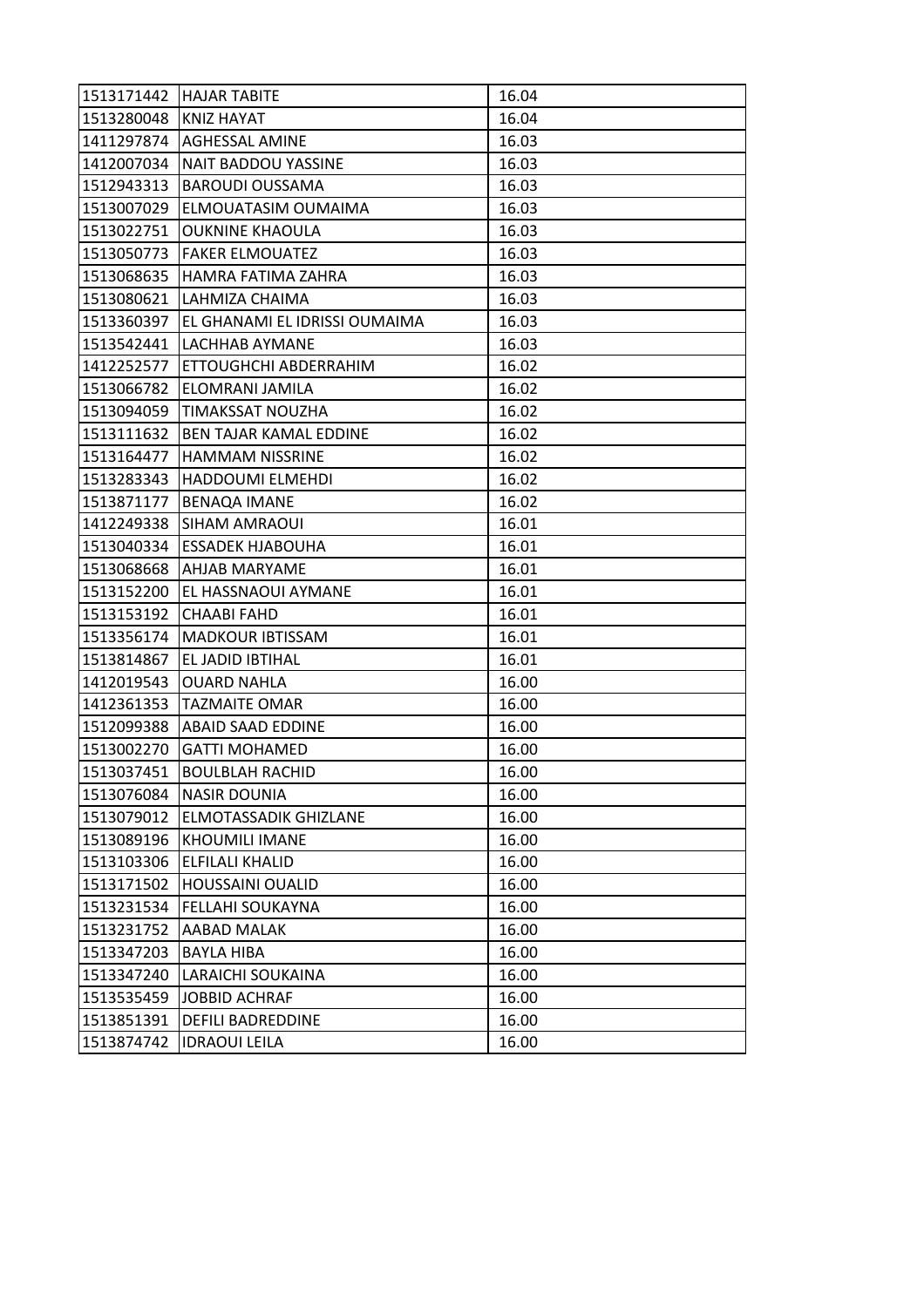| | | |
|---|---|---|
| 1513171442 | HAJAR TABITE | 16.04 |
| 1513280048 | KNIZ HAYAT | 16.04 |
| 1411297874 | AGHESSAL AMINE | 16.03 |
| 1412007034 | NAIT BADDOU YASSINE | 16.03 |
| 1512943313 | BAROUDI OUSSAMA | 16.03 |
| 1513007029 | ELMOUATASIM OUMAIMA | 16.03 |
| 1513022751 | OUKNINE KHAOULA | 16.03 |
| 1513050773 | FAKER ELMOUATEZ | 16.03 |
| 1513068635 | HAMRA FATIMA ZAHRA | 16.03 |
| 1513080621 | LAHMIZA CHAIMA | 16.03 |
| 1513360397 | EL GHANAMI EL IDRISSI OUMAIMA | 16.03 |
| 1513542441 | LACHHAB AYMANE | 16.03 |
| 1412252577 | ETTOUGHCHI ABDERRAHIM | 16.02 |
| 1513066782 | ELOMRANI JAMILA | 16.02 |
| 1513094059 | TIMAKSSAT NOUZHA | 16.02 |
| 1513111632 | BEN TAJAR KAMAL EDDINE | 16.02 |
| 1513164477 | HAMMAM NISSRINE | 16.02 |
| 1513283343 | HADDOUMI ELMEHDI | 16.02 |
| 1513871177 | BENAQA IMANE | 16.02 |
| 1412249338 | SIHAM AMRAOUI | 16.01 |
| 1513040334 | ESSADEK HJABOUHA | 16.01 |
| 1513068668 | AHJAB MARYAME | 16.01 |
| 1513152200 | EL HASSNAOUI AYMANE | 16.01 |
| 1513153192 | CHAABI FAHD | 16.01 |
| 1513356174 | MADKOUR IBTISSAM | 16.01 |
| 1513814867 | EL JADID IBTIHAL | 16.01 |
| 1412019543 | OUARD NAHLA | 16.00 |
| 1412361353 | TAZMAITE OMAR | 16.00 |
| 1512099388 | ABAID SAAD EDDINE | 16.00 |
| 1513002270 | GATTI MOHAMED | 16.00 |
| 1513037451 | BOULBLAH RACHID | 16.00 |
| 1513076084 | NASIR DOUNIA | 16.00 |
| 1513079012 | ELMOTASSADIK GHIZLANE | 16.00 |
| 1513089196 | KHOUMILI IMANE | 16.00 |
| 1513103306 | ELFILALI KHALID | 16.00 |
| 1513171502 | HOUSSAINI OUALID | 16.00 |
| 1513231534 | FELLAHI SOUKAYNA | 16.00 |
| 1513231752 | AABAD MALAK | 16.00 |
| 1513347203 | BAYLA HIBA | 16.00 |
| 1513347240 | LARAICHI SOUKAINA | 16.00 |
| 1513535459 | JOBBID ACHRAF | 16.00 |
| 1513851391 | DEFILI BADREDDINE | 16.00 |
| 1513874742 | IDRAOUI LEILA | 16.00 |